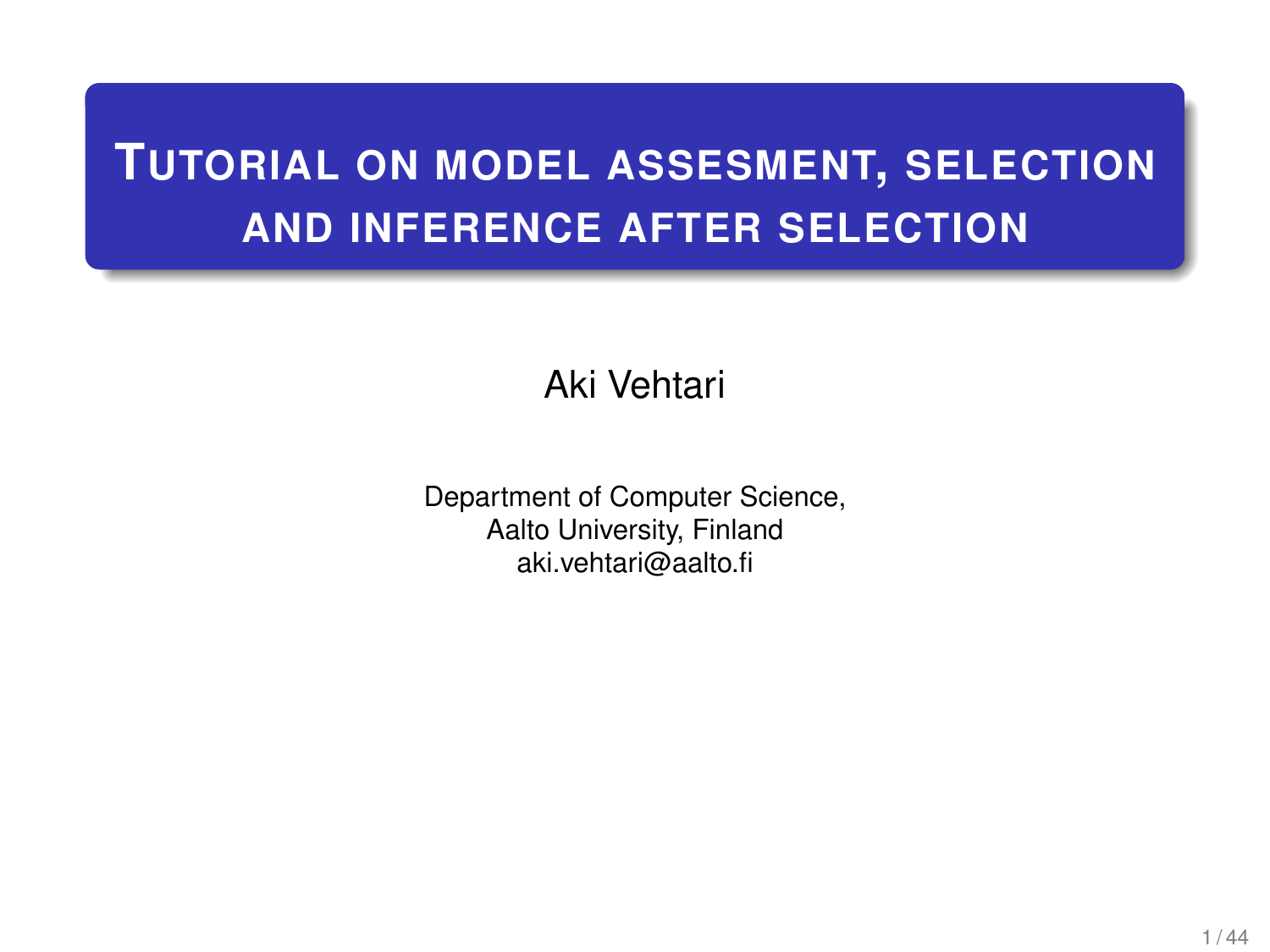# Tutorial on model assesment, selection and inference after selection

Aki Vehtari

Department of Computer Science,
Aalto University, Finland
aki.vehtari@aalto.fi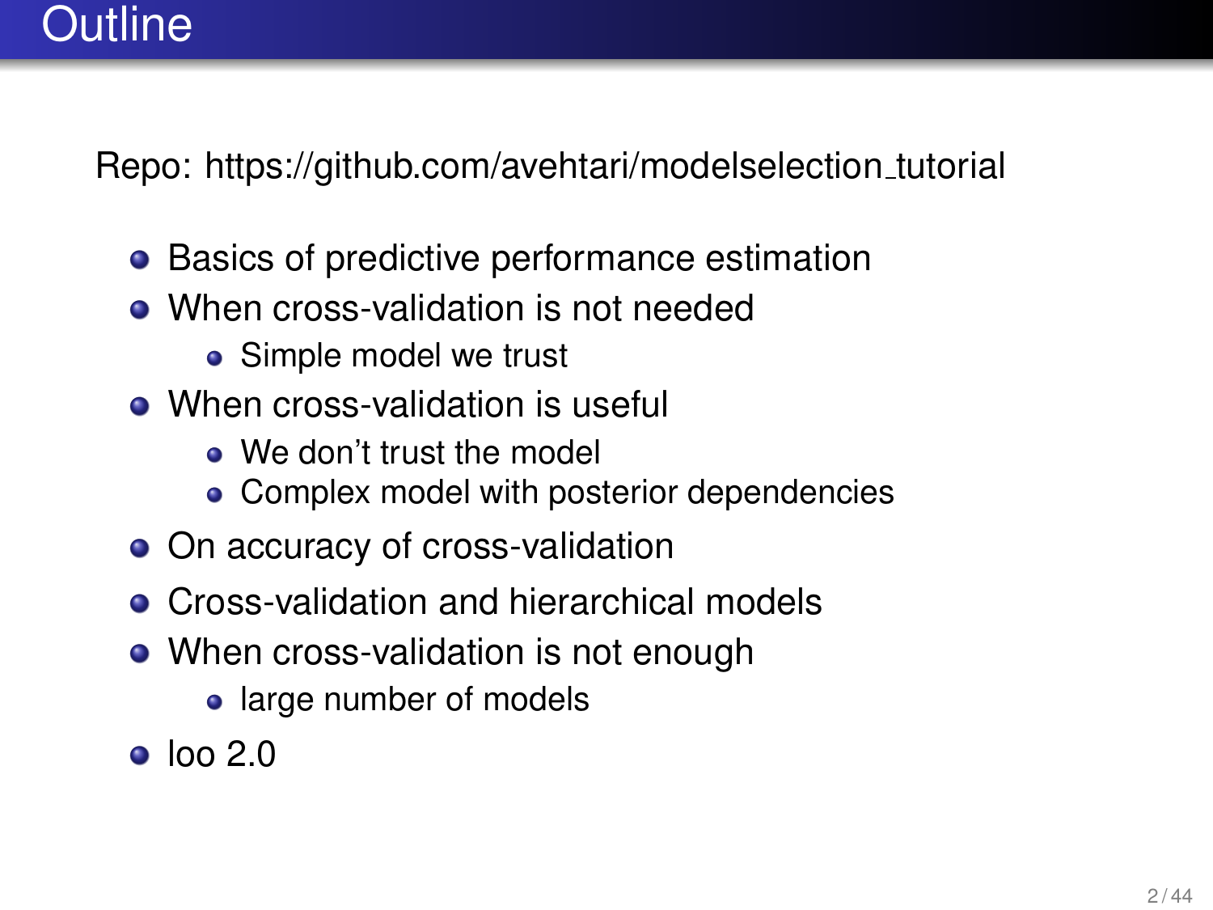# Outline

Repo: https://github.com/avehtari/modelselection_tutorial

- Basics of predictive performance estimation
- When cross-validation is not needed
  - Simple model we trust
- When cross-validation is useful
  - We don't trust the model
  - Complex model with posterior dependencies
- On accuracy of cross-validation
- Cross-validation and hierarchical models
- When cross-validation is not enough
  - large number of models
- loo 2.0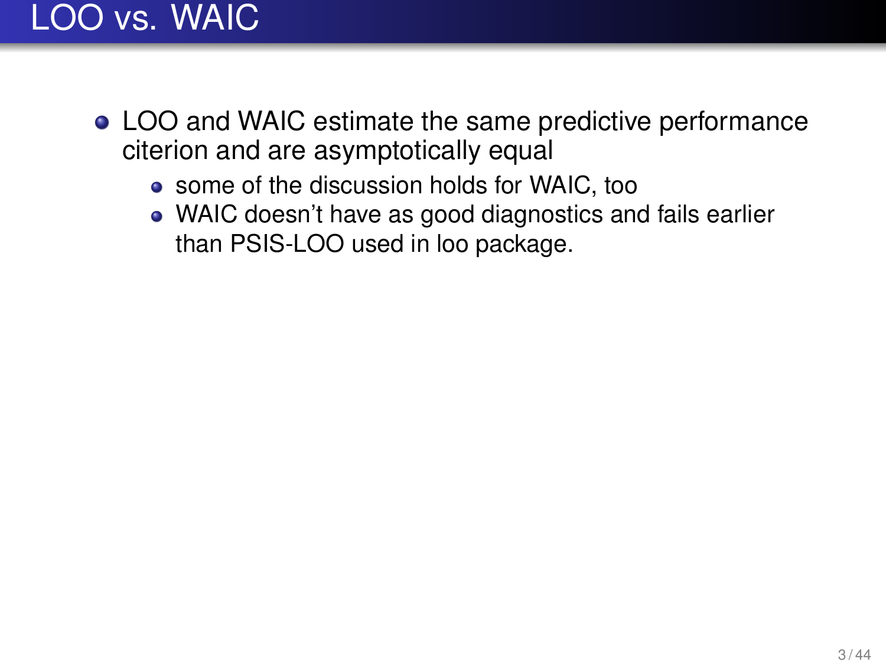# LOO vs. WAIC

- LOO and WAIC estimate the same predictive performance citerion and are asymptotically equal
  - some of the discussion holds for WAIC, too
  - WAIC doesn't have as good diagnostics and fails earlier than PSIS-LOO used in loo package.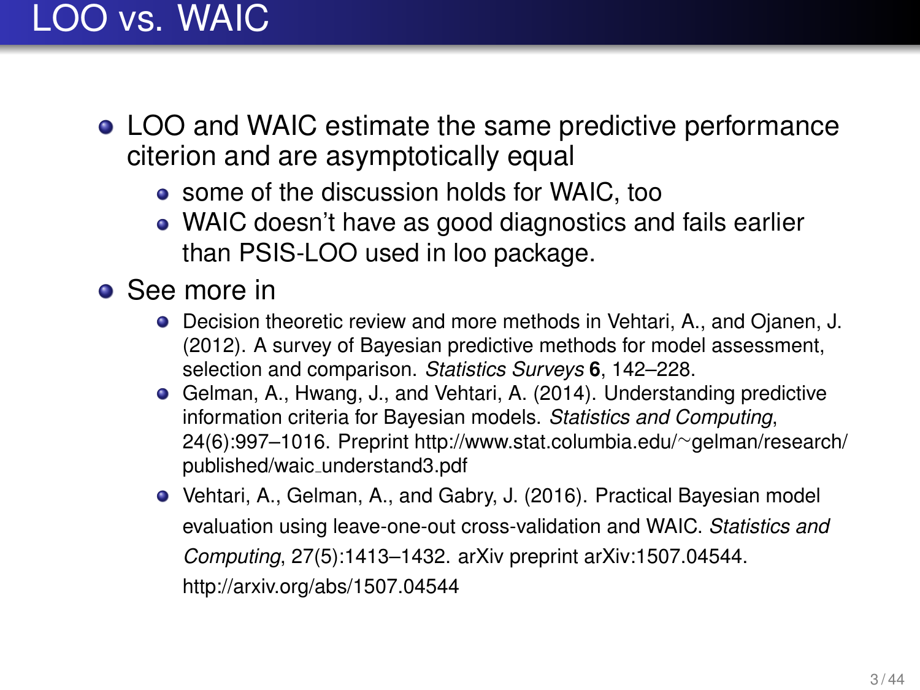# LOO vs. WAIC

- LOO and WAIC estimate the same predictive performance citerion and are asymptotically equal
  - some of the discussion holds for WAIC, too
  - WAIC doesn't have as good diagnostics and fails earlier than PSIS-LOO used in loo package.
- See more in
  - Decision theoretic review and more methods in Vehtari, A., and Ojanen, J. (2012). A survey of Bayesian predictive methods for model assessment, selection and comparison. *Statistics Surveys* **6**, 142–228.
  - Gelman, A., Hwang, J., and Vehtari, A. (2014). Understanding predictive information criteria for Bayesian models. *Statistics and Computing*, 24(6):997–1016. Preprint http://www.stat.columbia.edu/~gelman/research/published/waic_understand3.pdf
  - Vehtari, A., Gelman, A., and Gabry, J. (2016). Practical Bayesian model evaluation using leave-one-out cross-validation and WAIC. *Statistics and Computing*, 27(5):1413–1432. arXiv preprint arXiv:1507.04544. http://arxiv.org/abs/1507.04544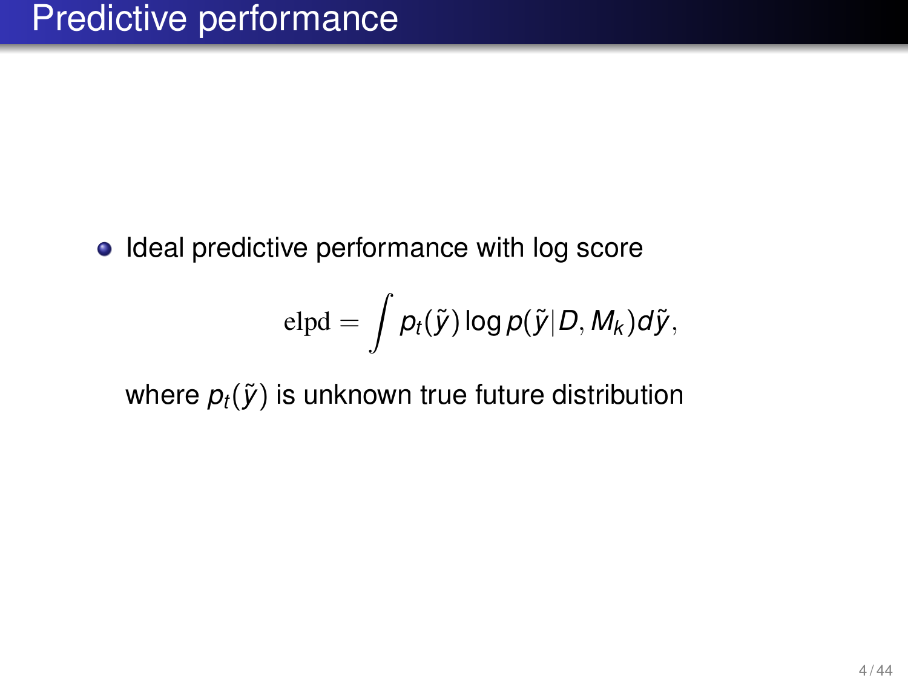# Predictive performance

- Ideal predictive performance with log score

$$\mathrm{elpd} = \int p_t(\tilde{y}) \log p(\tilde{y}|D, M_k) d\tilde{y},$$

where $p_t(\tilde{y})$ is unknown true future distribution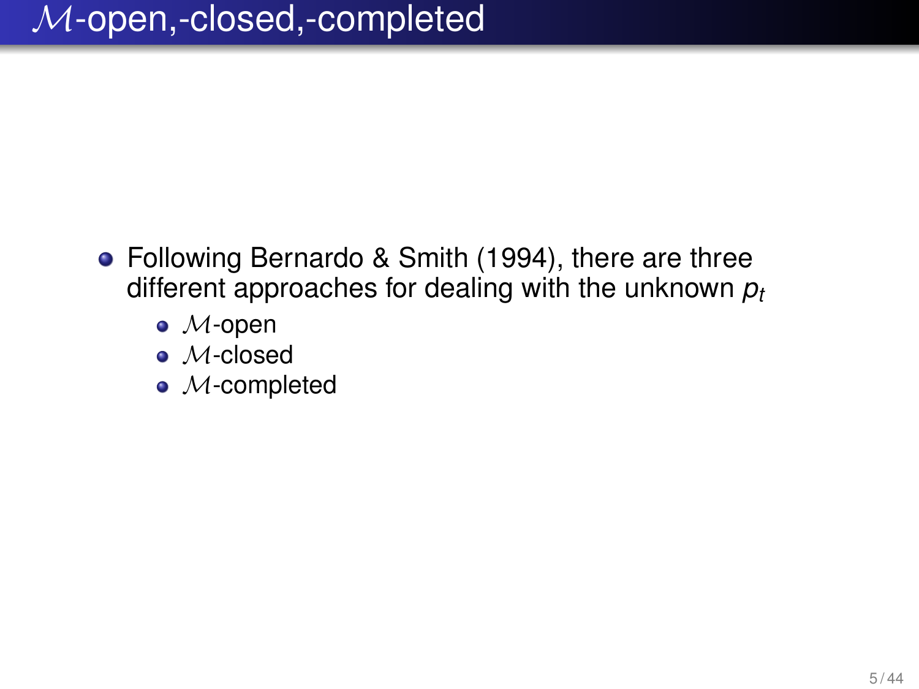# $\mathcal{M}$-open,-closed,-completed

- Following Bernardo & Smith (1994), there are three different approaches for dealing with the unknown $p_t$
  - $\mathcal{M}$-open
  - $\mathcal{M}$-closed
  - $\mathcal{M}$-completed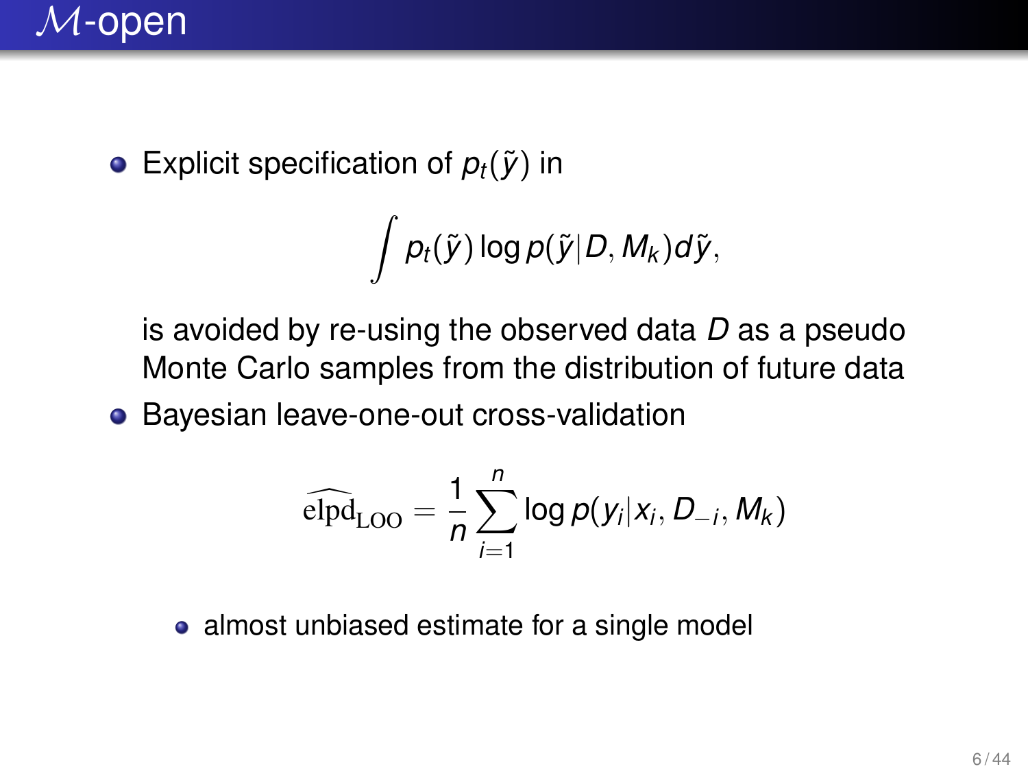# $\mathcal{M}$-open

- Explicit specification of $p_t(\tilde{y})$ in

$$\int p_t(\tilde{y}) \log p(\tilde{y}|D, M_k) d\tilde{y},$$

  is avoided by re-using the observed data $D$ as a pseudo Monte Carlo samples from the distribution of future data

- Bayesian leave-one-out cross-validation

$$\widehat{\text{elpd}}_{\text{LOO}} = \frac{1}{n} \sum_{i=1}^{n} \log p(y_i|x_i, D_{-i}, M_k)$$

  - almost unbiased estimate for a single model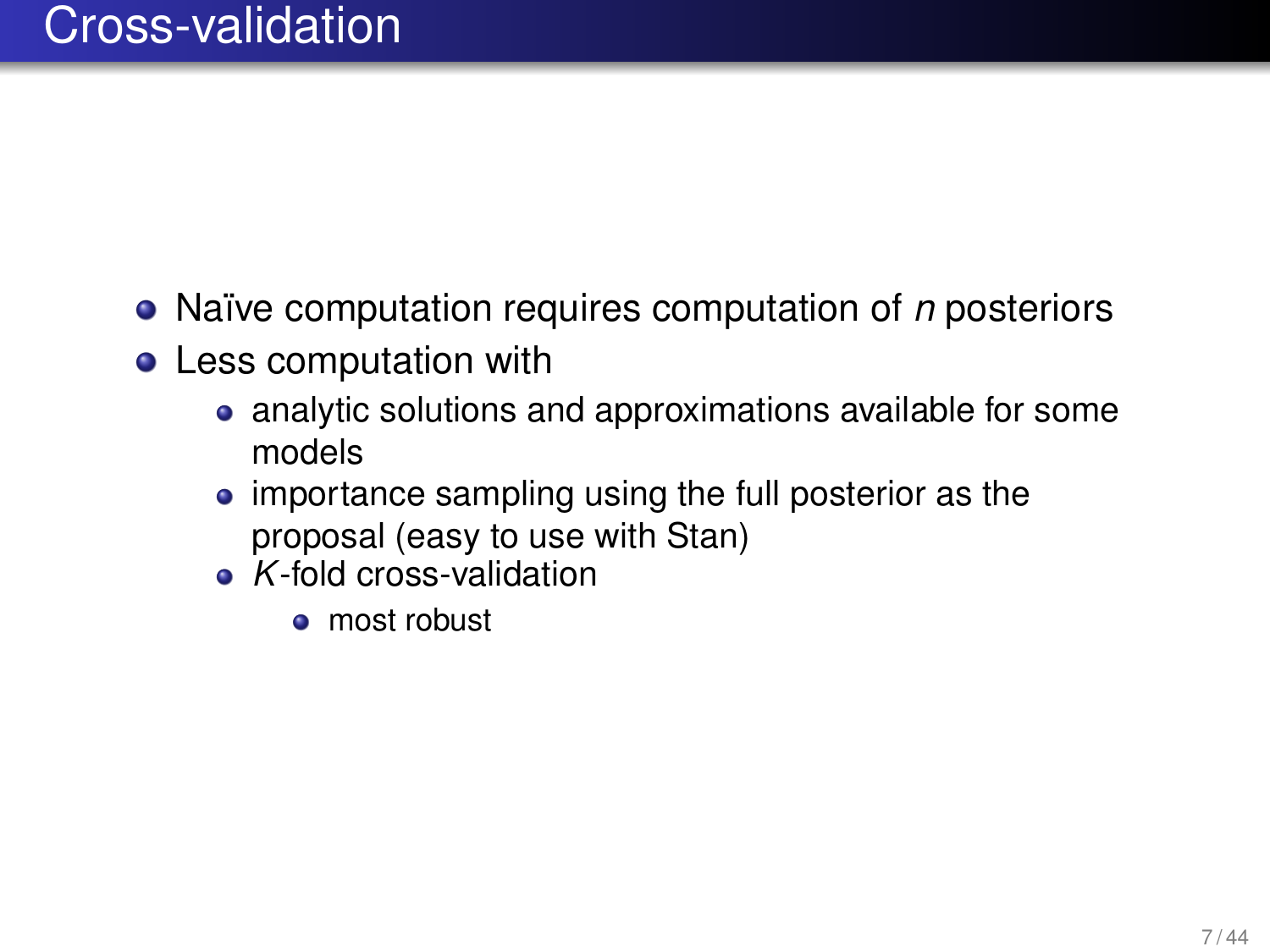# Cross-validation

- Naïve computation requires computation of $n$ posteriors
- Less computation with
  - analytic solutions and approximations available for some models
  - importance sampling using the full posterior as the proposal (easy to use with Stan)
  - $K$-fold cross-validation
    - most robust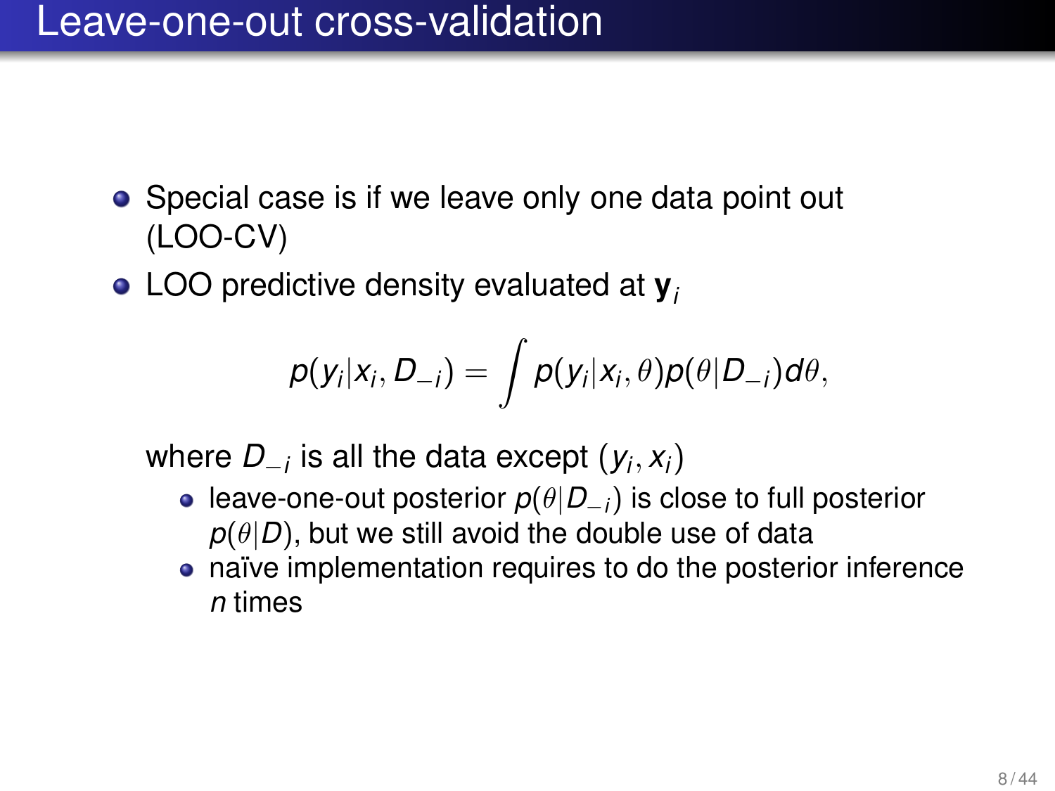# Leave-one-out cross-validation

- Special case is if we leave only one data point out (LOO-CV)
- LOO predictive density evaluated at $\mathbf{y}_i$

$$p(y_i|x_i, D_{-i}) = \int p(y_i|x_i, \theta)p(\theta|D_{-i})d\theta,$$

  where $D_{-i}$ is all the data except $(y_i, x_i)$
  - leave-one-out posterior $p(\theta|D_{-i})$ is close to full posterior $p(\theta|D)$, but we still avoid the double use of data
  - naïve implementation requires to do the posterior inference $n$ times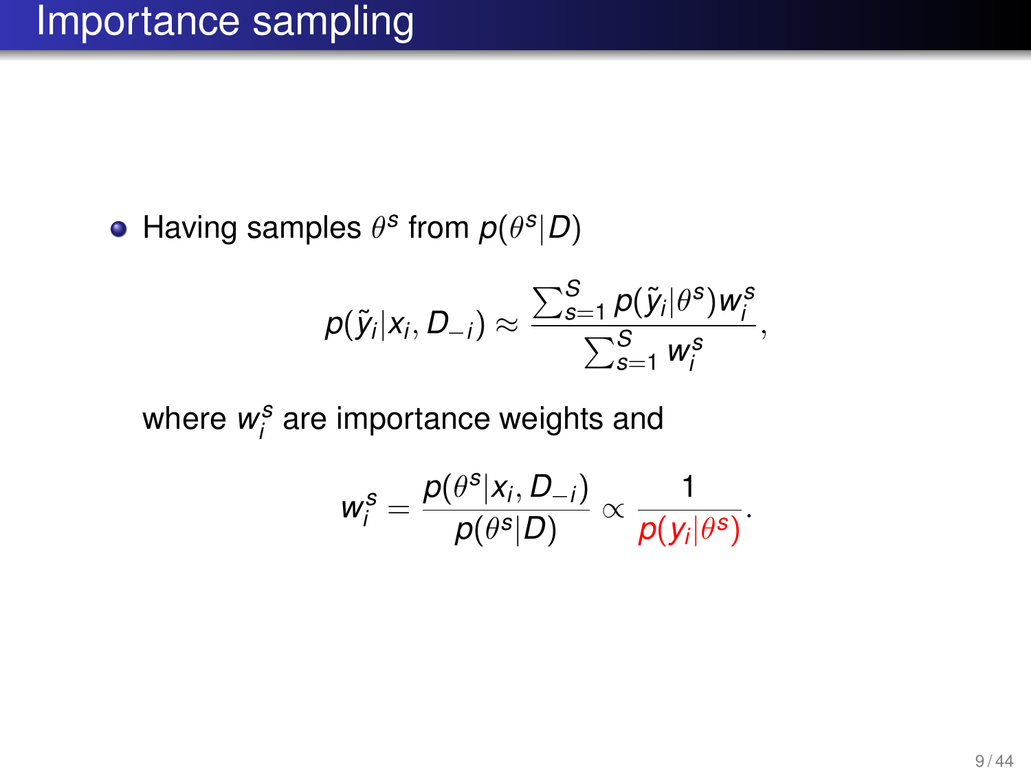# Importance sampling

- Having samples $\theta^s$ from $p(\theta^s|D)$

$$p(\tilde{y}_i|x_i, D_{-i}) \approx \frac{\sum_{s=1}^{S} p(\tilde{y}_i|\theta^s) w_i^s}{\sum_{s=1}^{S} w_i^s},$$

where $w_i^s$ are importance weights and

$$w_i^s = \frac{p(\theta^s|x_i, D_{-i})}{p(\theta^s|D)} \propto \frac{1}{p(y_i|\theta^s)}.$$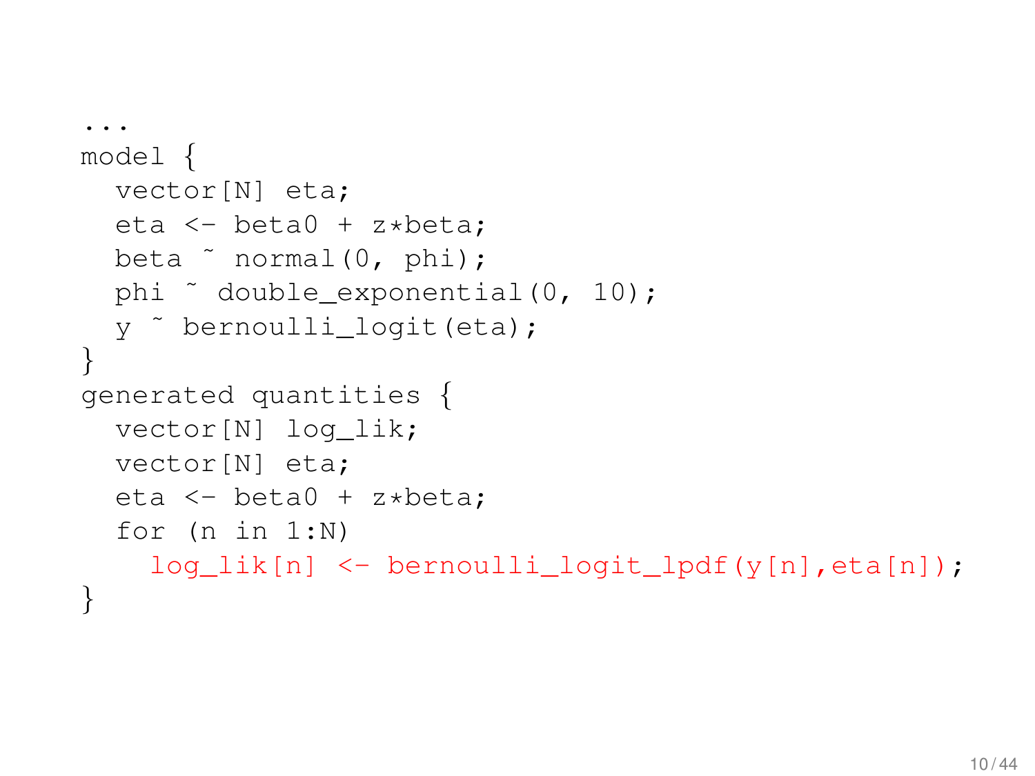```
...
model {
  vector[N] eta;
  eta <- beta0 + z*beta;
  beta ~ normal(0, phi);
  phi ~ double_exponential(0, 10);
  y ~ bernoulli_logit(eta);
}
generated quantities {
  vector[N] log_lik;
  vector[N] eta;
  eta <- beta0 + z*beta;
  for (n in 1:N)
    log_lik[n] <- bernoulli_logit_lpdf(y[n],eta[n]);
}
```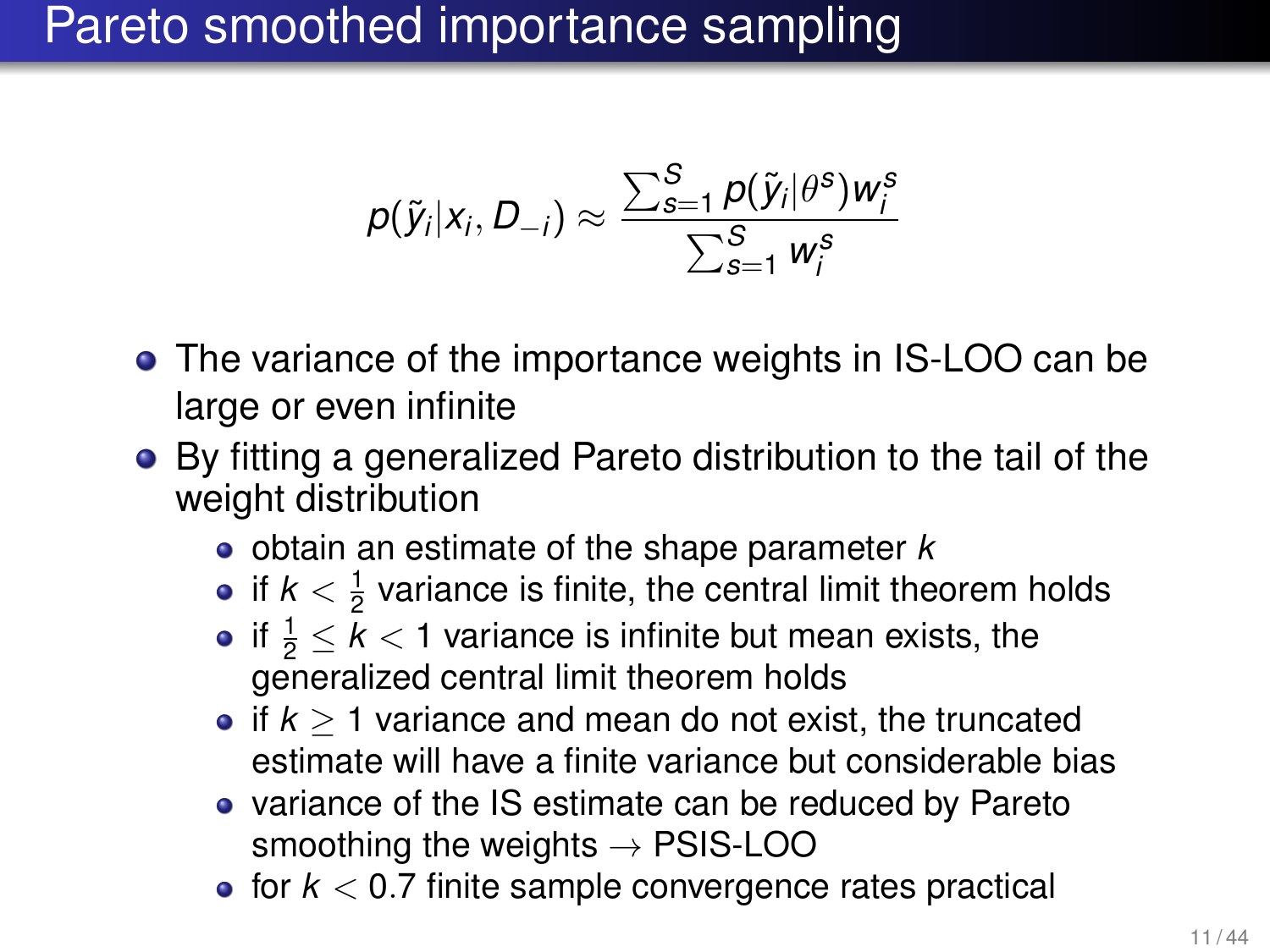# Pareto smoothed importance sampling

$$p(\tilde{y}_i|x_i, D_{-i}) \approx \frac{\sum_{s=1}^{S} p(\tilde{y}_i|\theta^s) w_i^s}{\sum_{s=1}^{S} w_i^s}$$

- The variance of the importance weights in IS-LOO can be large or even infinite
- By fitting a generalized Pareto distribution to the tail of the weight distribution
  - obtain an estimate of the shape parameter $k$
  - if $k < \frac{1}{2}$ variance is finite, the central limit theorem holds
  - if $\frac{1}{2} \leq k < 1$ variance is infinite but mean exists, the generalized central limit theorem holds
  - if $k \geq 1$ variance and mean do not exist, the truncated estimate will have a finite variance but considerable bias
  - variance of the IS estimate can be reduced by Pareto smoothing the weights $\rightarrow$ PSIS-LOO
  - for $k < 0.7$ finite sample convergence rates practical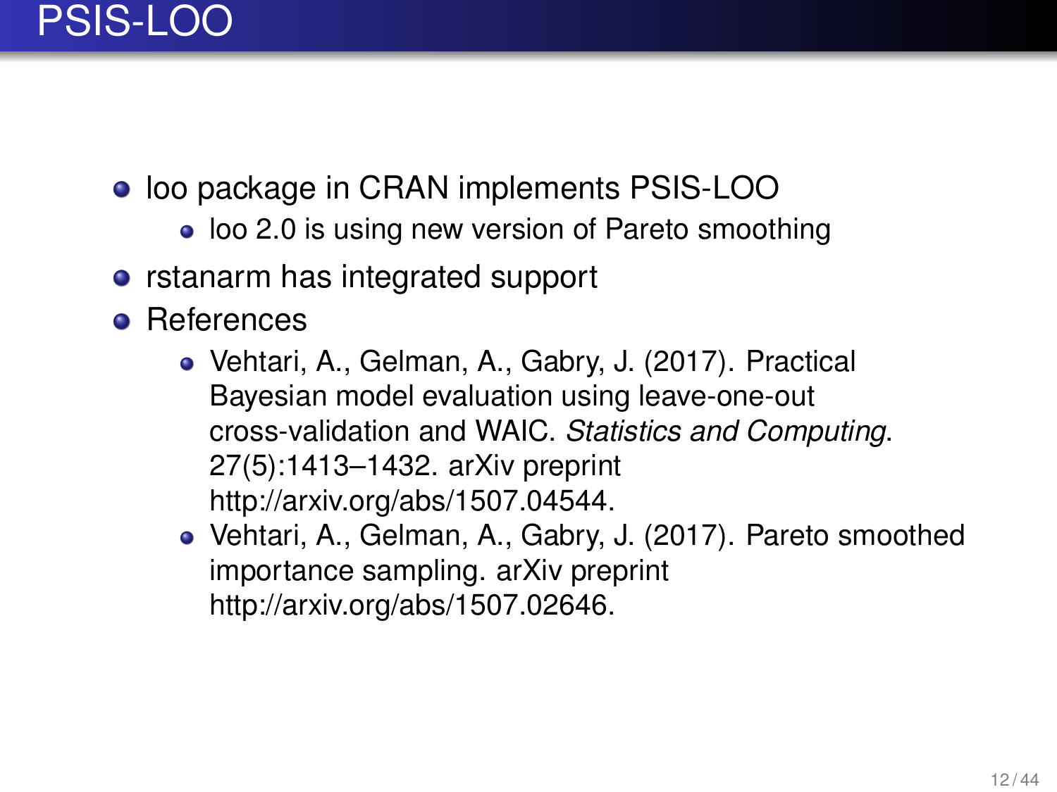# PSIS-LOO

- loo package in CRAN implements PSIS-LOO
  - loo 2.0 is using new version of Pareto smoothing
- rstanarm has integrated support
- References
  - Vehtari, A., Gelman, A., Gabry, J. (2017). Practical Bayesian model evaluation using leave-one-out cross-validation and WAIC. *Statistics and Computing*. 27(5):1413–1432. arXiv preprint http://arxiv.org/abs/1507.04544.
  - Vehtari, A., Gelman, A., Gabry, J. (2017). Pareto smoothed importance sampling. arXiv preprint http://arxiv.org/abs/1507.02646.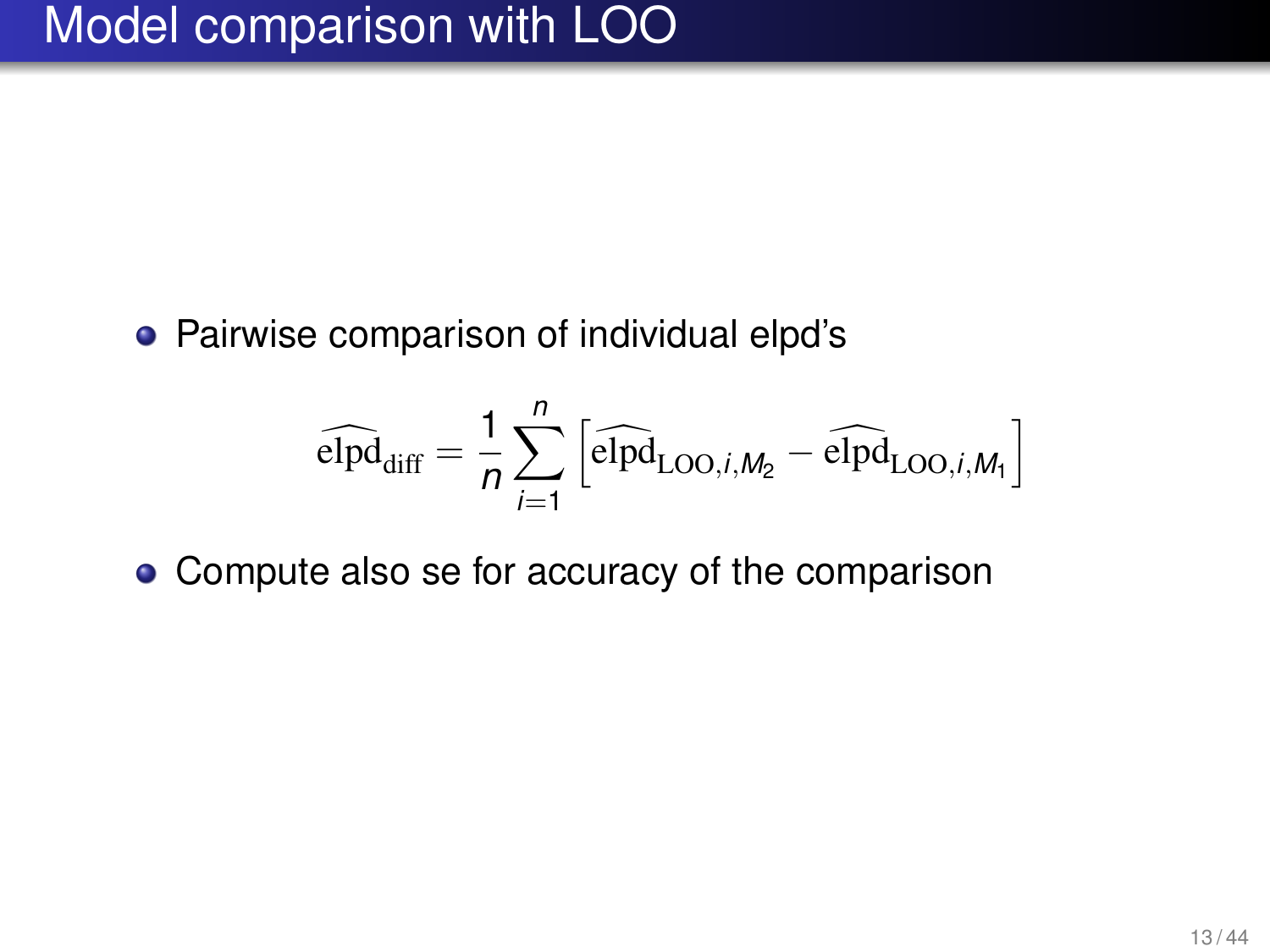# Model comparison with LOO

- Pairwise comparison of individual elpd's

$$\widehat{\mathrm{elpd}}_{\mathrm{diff}} = \frac{1}{n} \sum_{i=1}^{n} \left[ \widehat{\mathrm{elpd}}_{\mathrm{LOO},i,M_2} - \widehat{\mathrm{elpd}}_{\mathrm{LOO},i,M_1} \right]$$

- Compute also se for accuracy of the comparison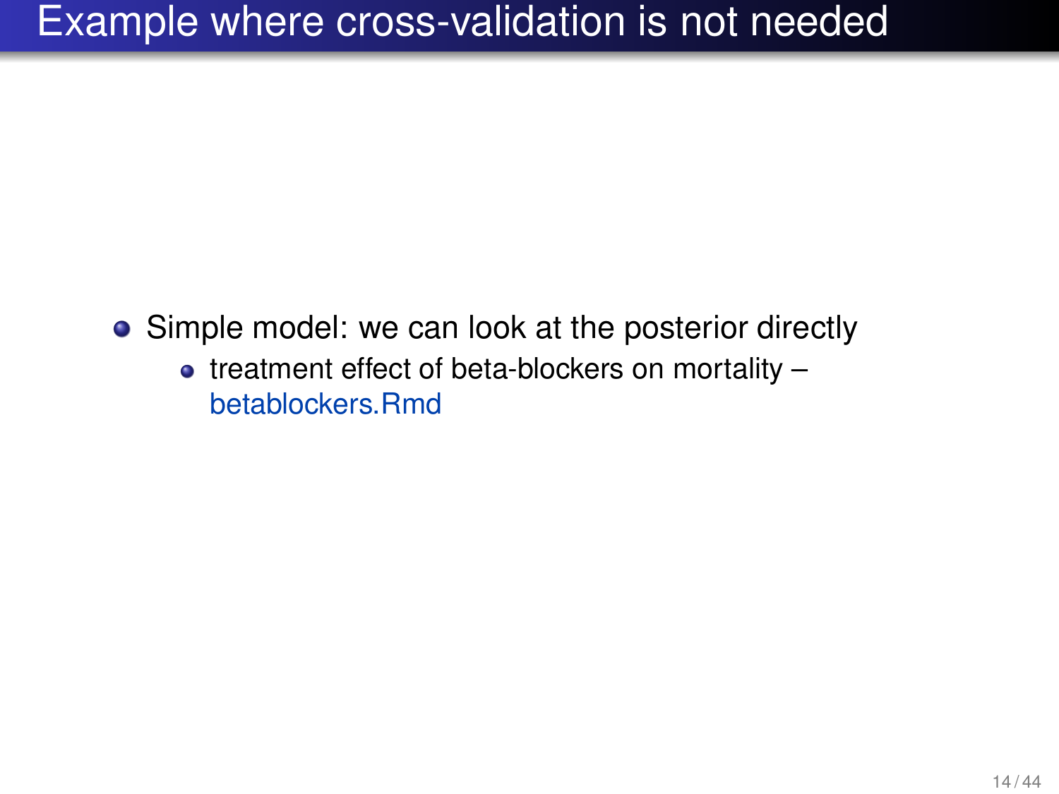# Example where cross-validation is not needed

- Simple model: we can look at the posterior directly
  - treatment effect of beta-blockers on mortality – betablockers.Rmd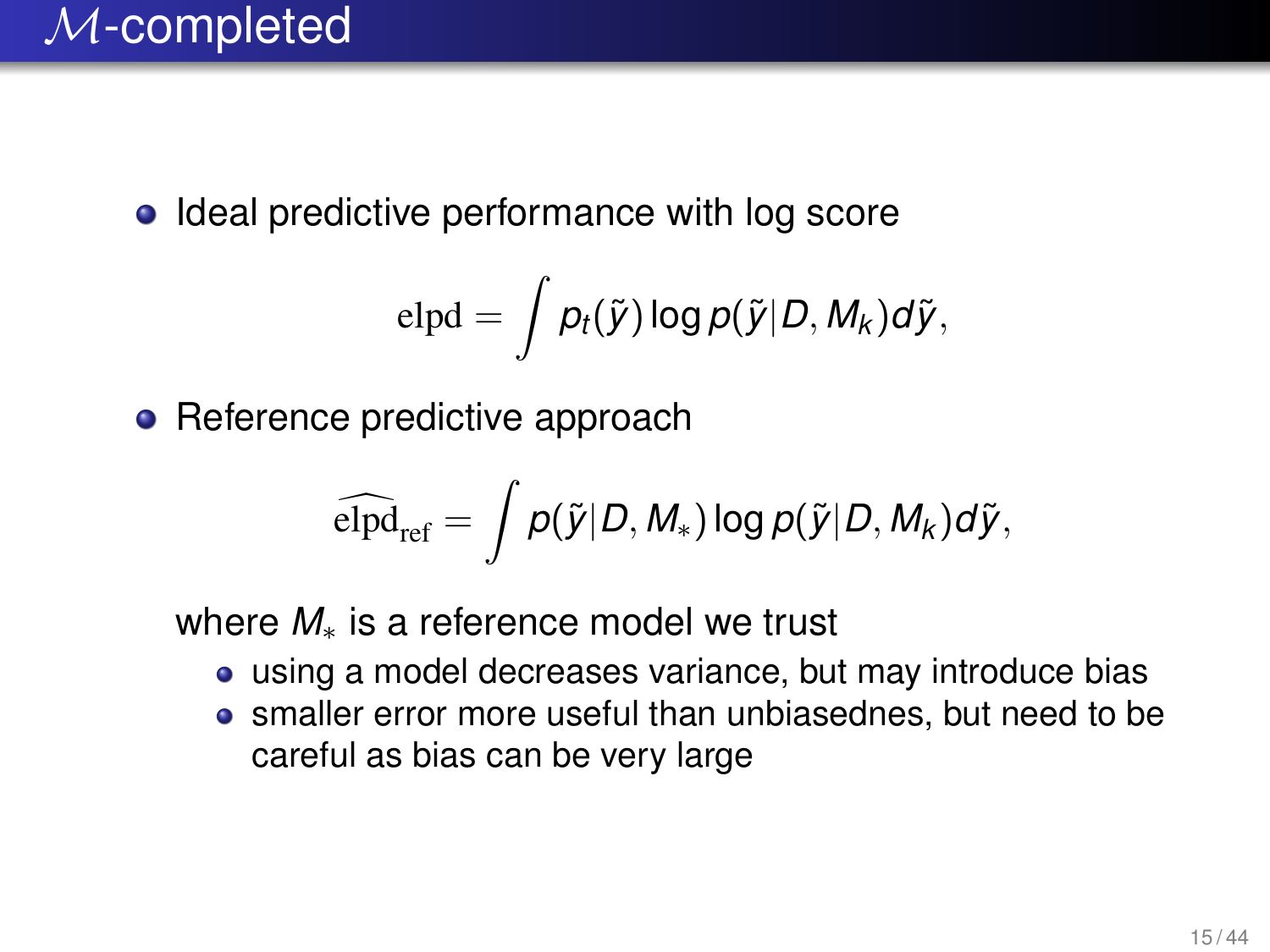# $\mathcal{M}$-completed

- Ideal predictive performance with log score

$$\mathrm{elpd} = \int p_t(\tilde{y}) \log p(\tilde{y}|D, M_k) d\tilde{y},$$

- Reference predictive approach

$$\widehat{\mathrm{elpd}}_{\mathrm{ref}} = \int p(\tilde{y}|D, M_*) \log p(\tilde{y}|D, M_k) d\tilde{y},$$

where $M_*$ is a reference model we trust
  - using a model decreases variance, but may introduce bias
  - smaller error more useful than unbiasednes, but need to be careful as bias can be very large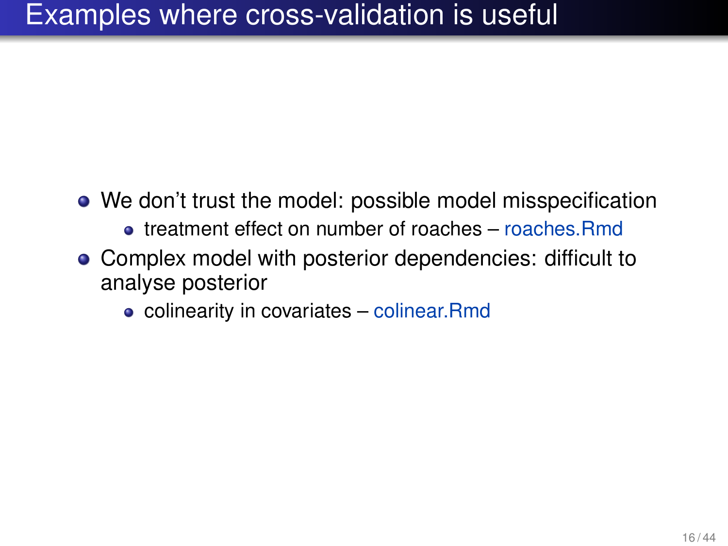# Examples where cross-validation is useful

- We don't trust the model: possible model misspecification
  - treatment effect on number of roaches – roaches.Rmd
- Complex model with posterior dependencies: difficult to analyse posterior
  - colinearity in covariates – colinear.Rmd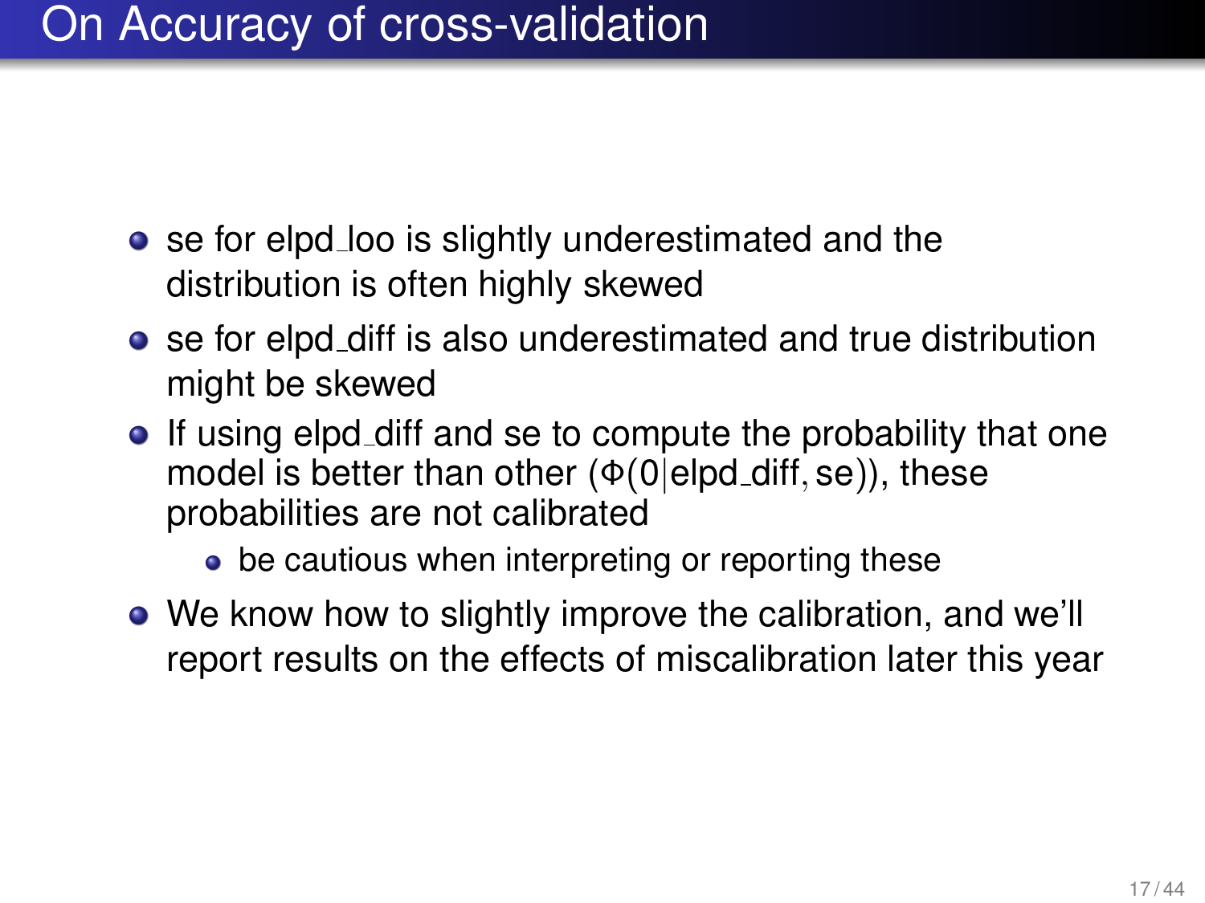# On Accuracy of cross-validation

- se for elpd_loo is slightly underestimated and the distribution is often highly skewed
- se for elpd_diff is also underestimated and true distribution might be skewed
- If using elpd_diff and se to compute the probability that one model is better than other ($\Phi(0|\text{elpd\_diff}, \text{se})$), these probabilities are not calibrated
  - be cautious when interpreting or reporting these
- We know how to slightly improve the calibration, and we'll report results on the effects of miscalibration later this year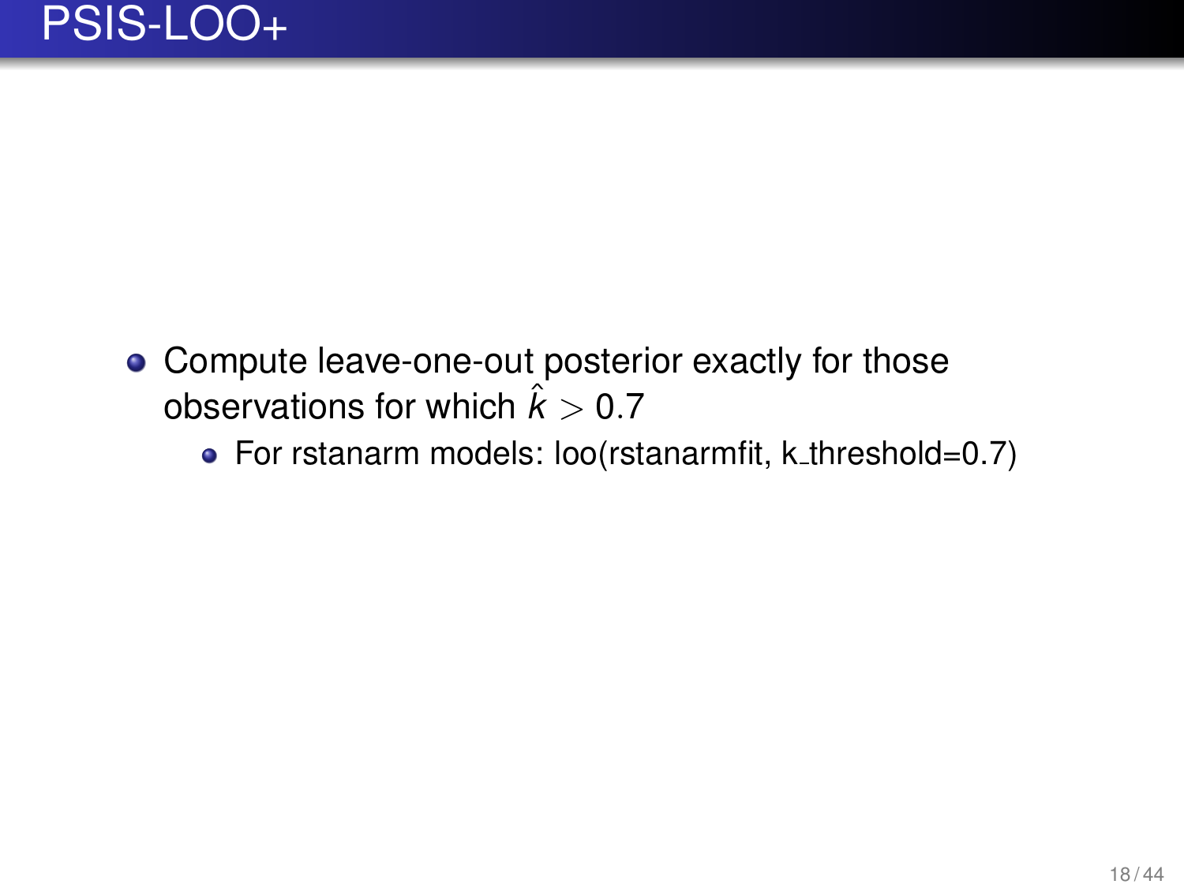# PSIS-LOO+

- Compute leave-one-out posterior exactly for those observations for which $\hat{k} > 0.7$
  - For rstanarm models: loo(rstanarmfit, k_threshold=0.7)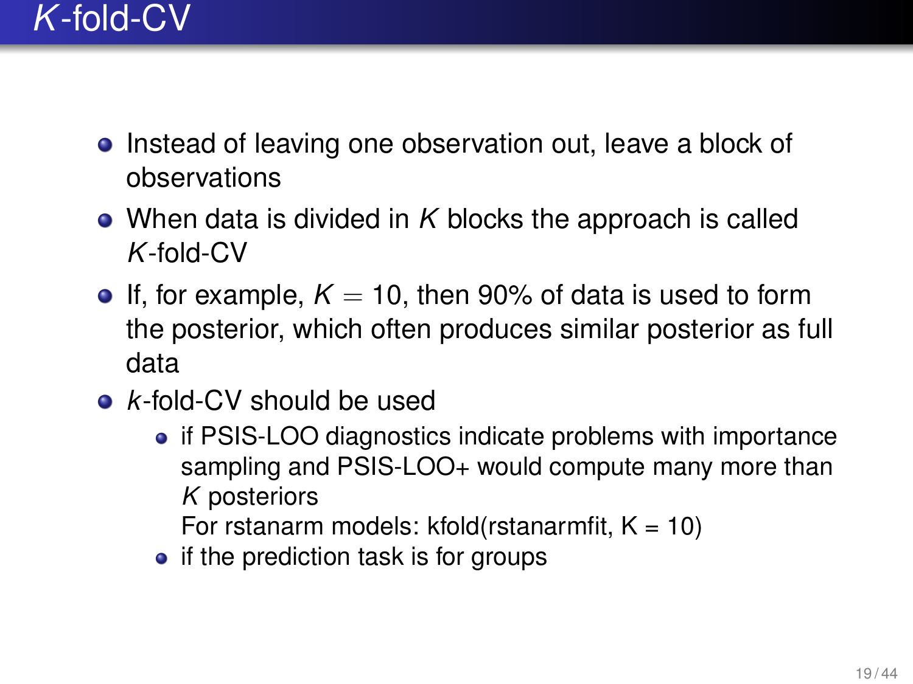# $K$-fold-CV

- Instead of leaving one observation out, leave a block of observations
- When data is divided in $K$ blocks the approach is called $K$-fold-CV
- If, for example, $K = 10$, then 90% of data is used to form the posterior, which often produces similar posterior as full data
- $k$-fold-CV should be used
  - if PSIS-LOO diagnostics indicate problems with importance sampling and PSIS-LOO+ would compute many more than $K$ posteriors
    For rstanarm models: kfold(rstanarmfit, K = 10)
  - if the prediction task is for groups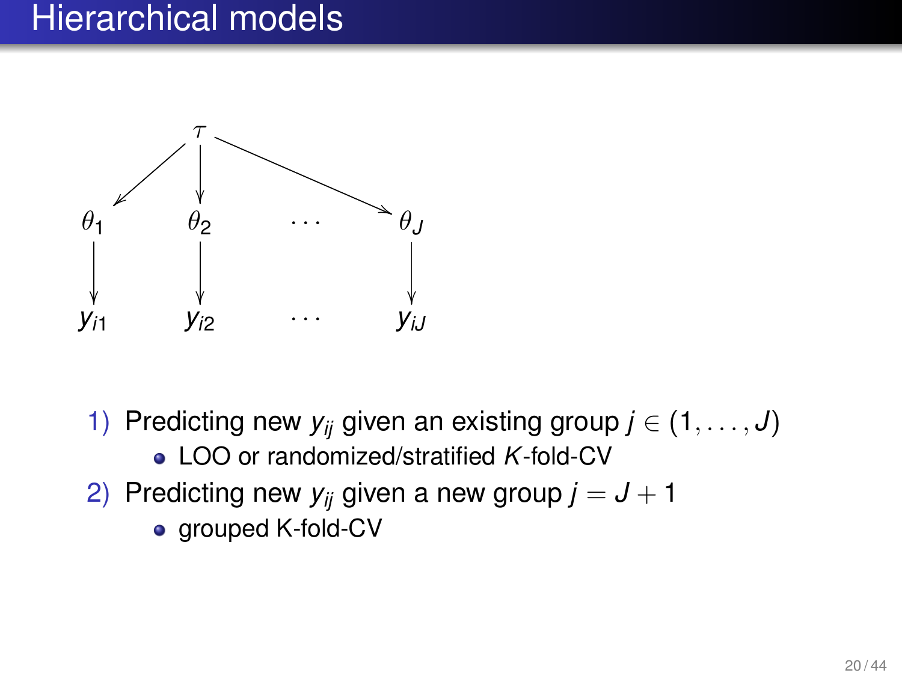# Hierarchical models

1) Predicting new $y_{ij}$ given an existing group $j \in (1, \ldots, J)$
   - LOO or randomized/stratified $K$-fold-CV
2) Predicting new $y_{ij}$ given a new group $j = J + 1$
   - grouped K-fold-CV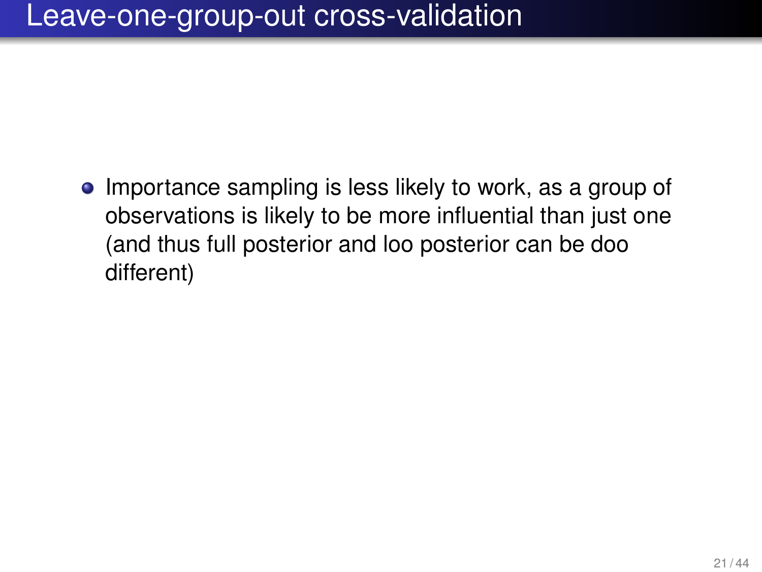# Leave-one-group-out cross-validation

- Importance sampling is less likely to work, as a group of observations is likely to be more influential than just one (and thus full posterior and loo posterior can be doo different)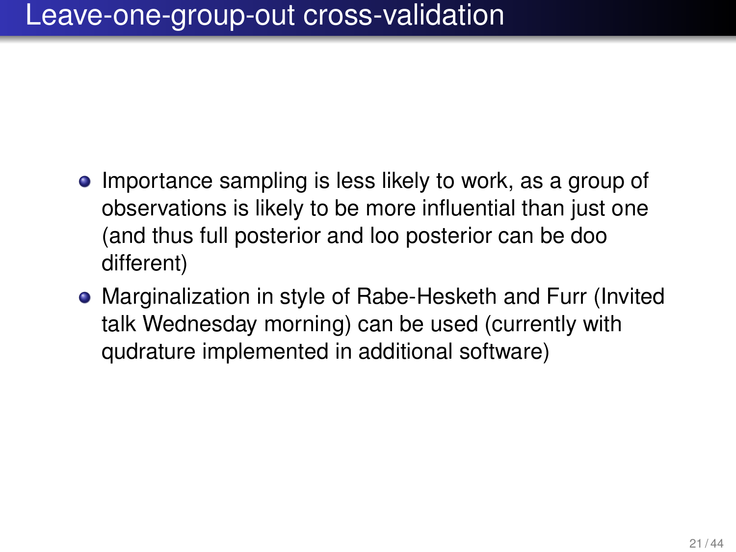# Leave-one-group-out cross-validation

- Importance sampling is less likely to work, as a group of observations is likely to be more influential than just one (and thus full posterior and loo posterior can be doo different)
- Marginalization in style of Rabe-Hesketh and Furr (Invited talk Wednesday morning) can be used (currently with qudrature implemented in additional software)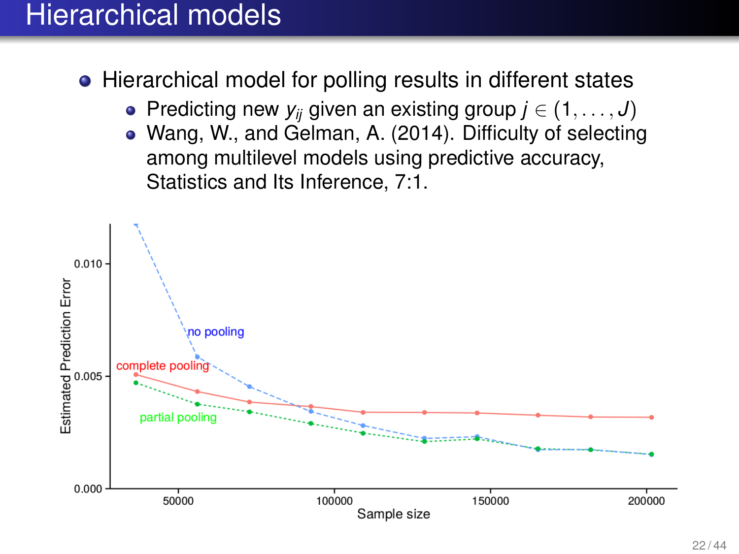# Hierarchical models

- Hierarchical model for polling results in different states
  - Predicting new $y_{ij}$ given an existing group $j \in (1, \ldots, J)$
  - Wang, W., and Gelman, A. (2014). Difficulty of selecting among multilevel models using predictive accuracy, Statistics and Its Inference, 7:1.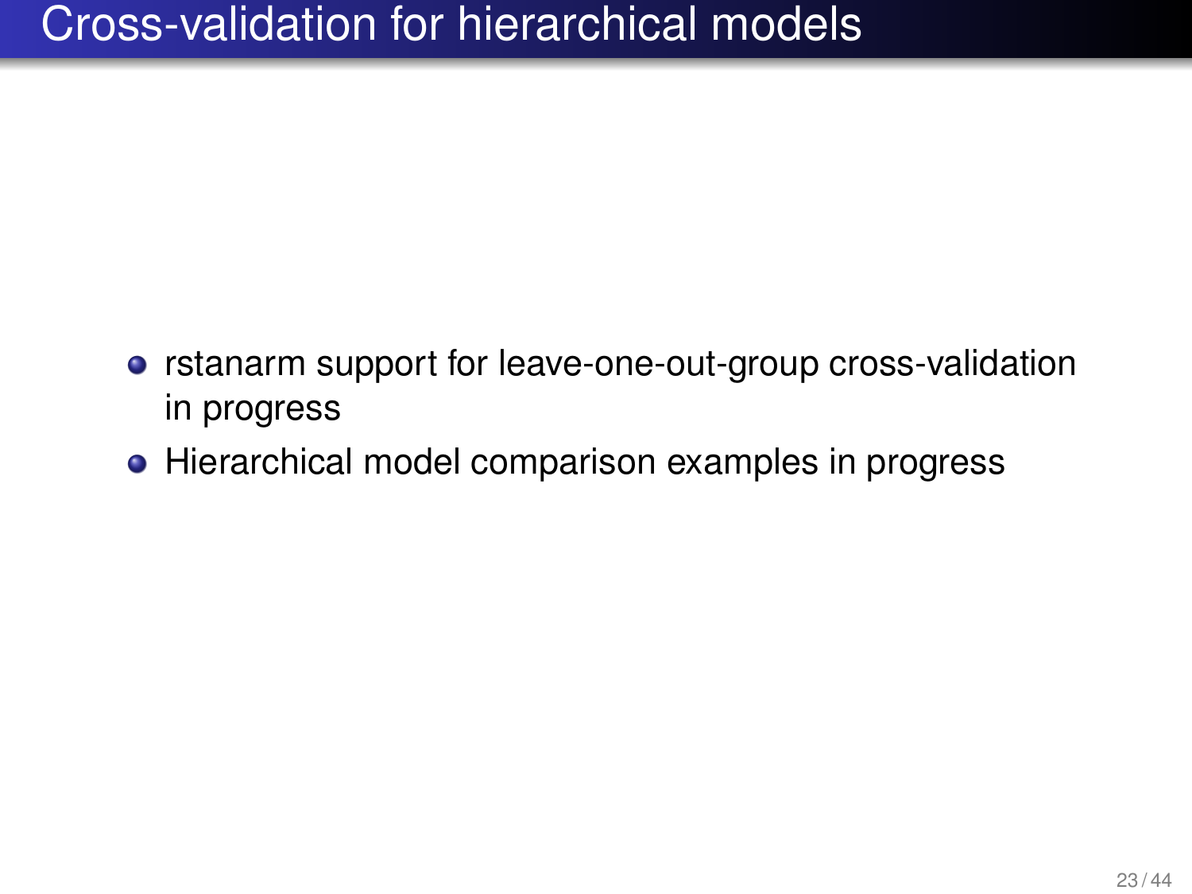# Cross-validation for hierarchical models

- rstanarm support for leave-one-out-group cross-validation in progress
- Hierarchical model comparison examples in progress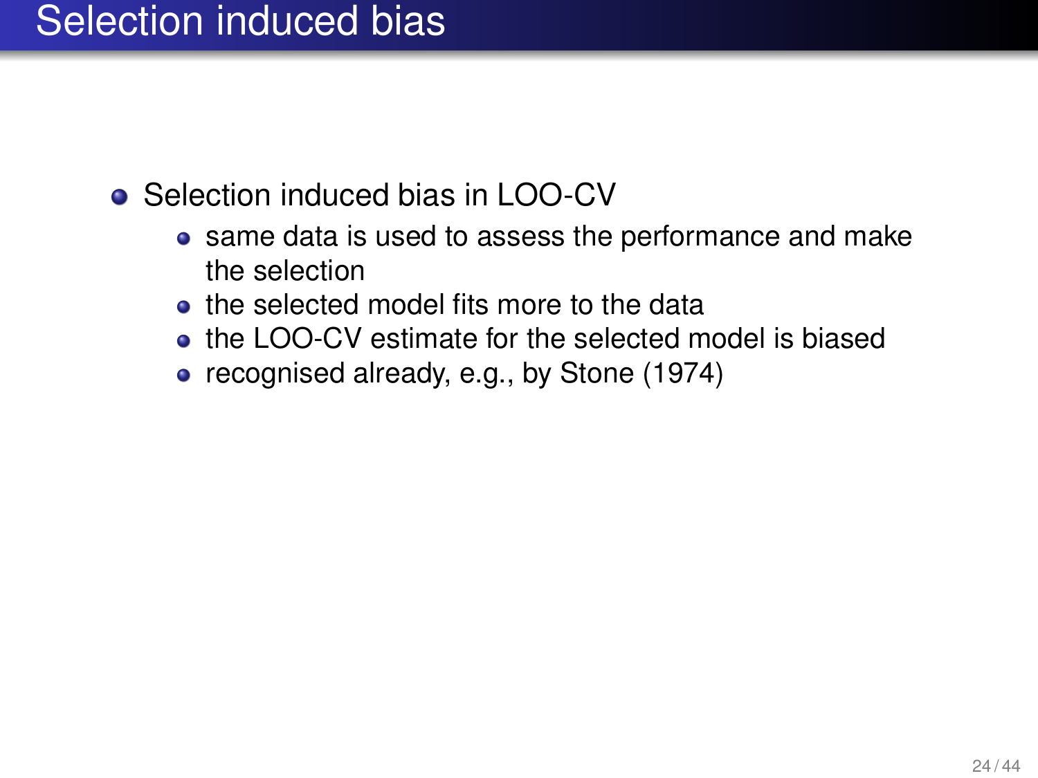# Selection induced bias

- Selection induced bias in LOO-CV
  - same data is used to assess the performance and make the selection
  - the selected model fits more to the data
  - the LOO-CV estimate for the selected model is biased
  - recognised already, e.g., by Stone (1974)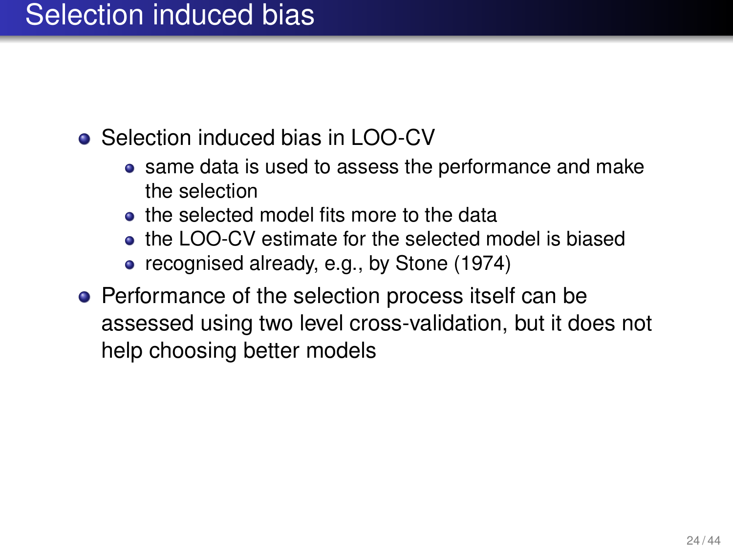# Selection induced bias

- Selection induced bias in LOO-CV
  - same data is used to assess the performance and make the selection
  - the selected model fits more to the data
  - the LOO-CV estimate for the selected model is biased
  - recognised already, e.g., by Stone (1974)
- Performance of the selection process itself can be assessed using two level cross-validation, but it does not help choosing better models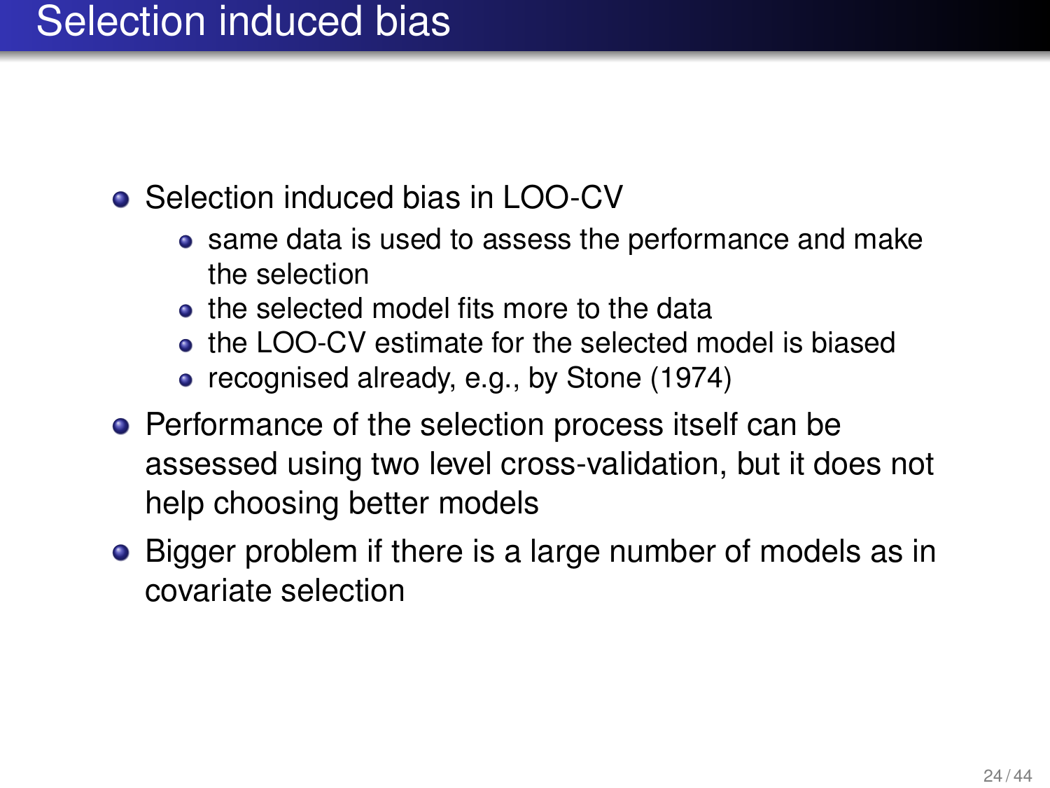# Selection induced bias

- Selection induced bias in LOO-CV
  - same data is used to assess the performance and make the selection
  - the selected model fits more to the data
  - the LOO-CV estimate for the selected model is biased
  - recognised already, e.g., by Stone (1974)
- Performance of the selection process itself can be assessed using two level cross-validation, but it does not help choosing better models
- Bigger problem if there is a large number of models as in covariate selection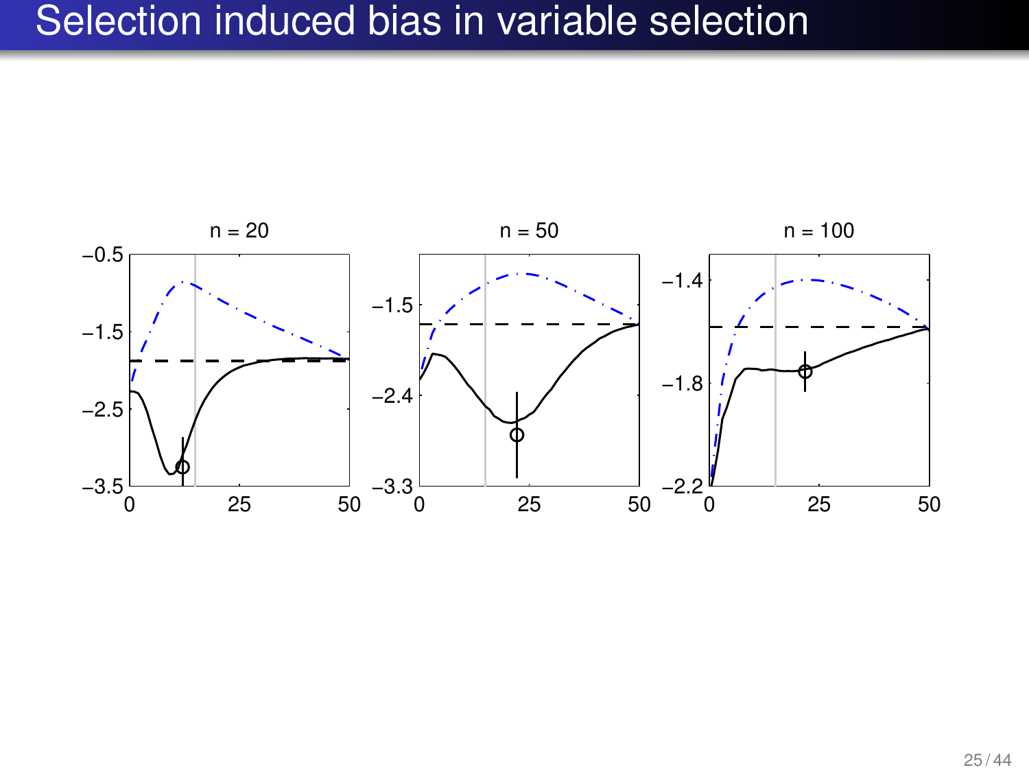# Selection induced bias in variable selection

n = 20

n = 50

n = 100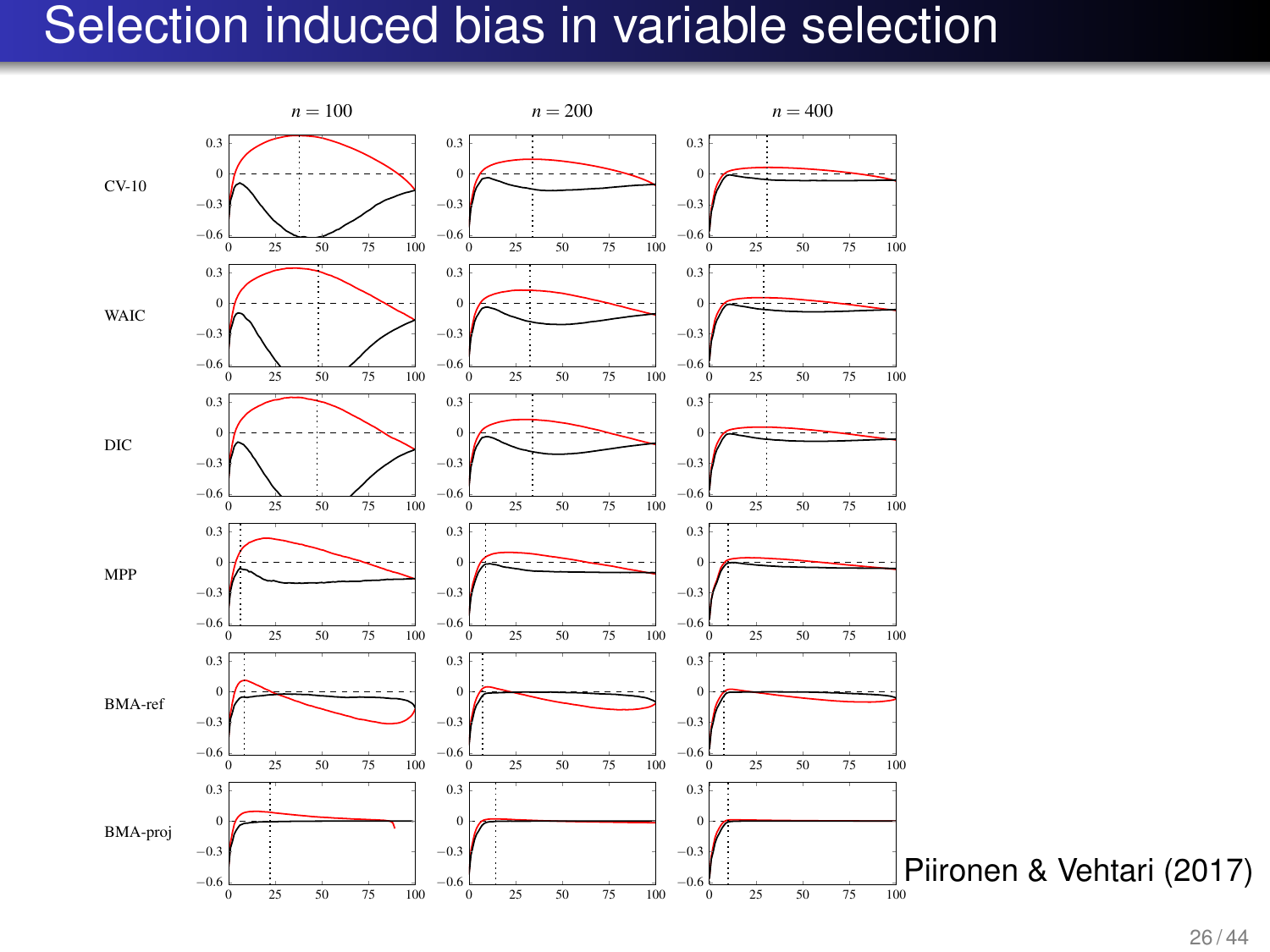# Selection induced bias in variable selection

Piironen & Vehtari (2017)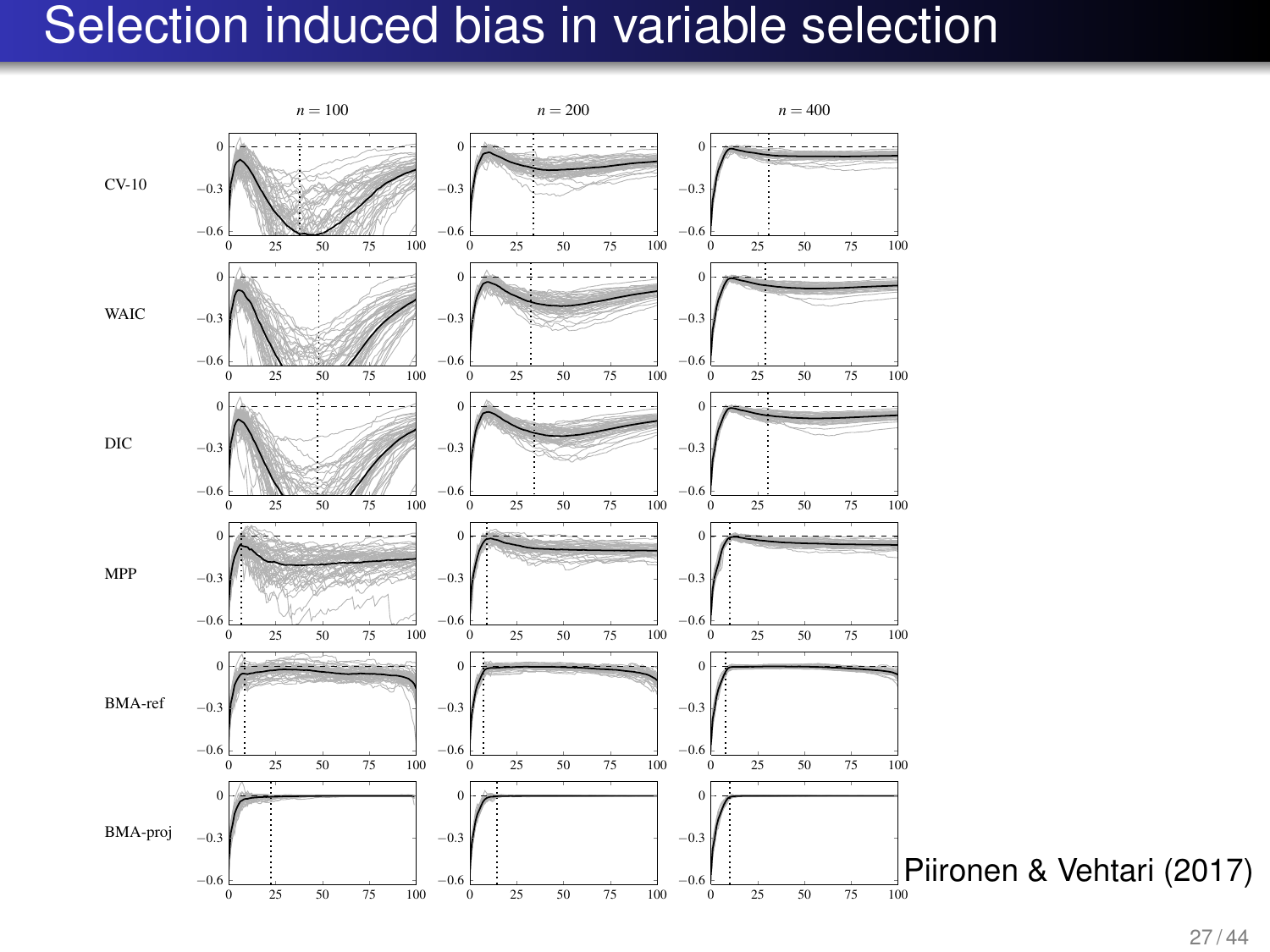# Selection induced bias in variable selection

Piironen & Vehtari (2017)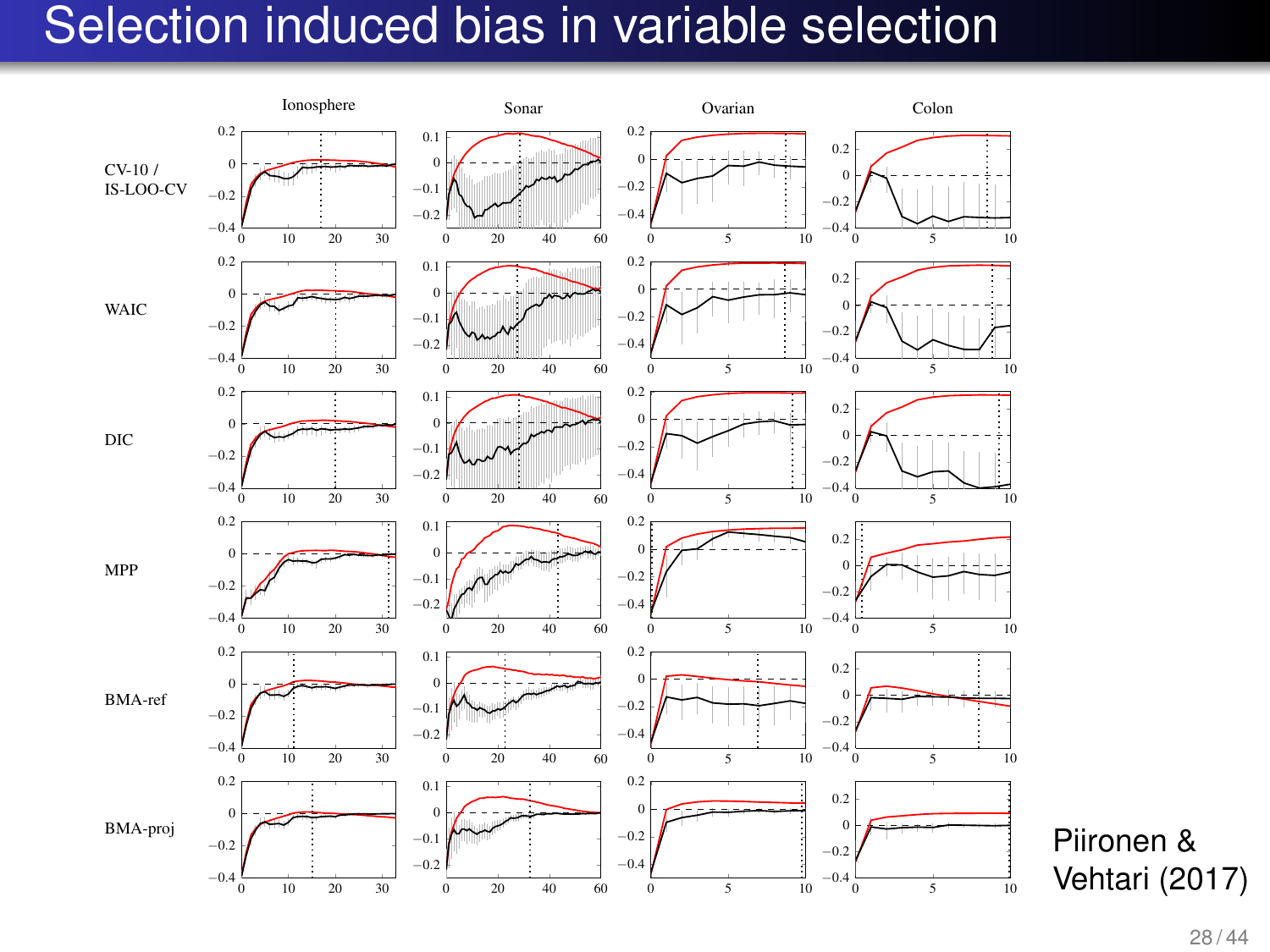# Selection induced bias in variable selection

Piironen & Vehtari (2017)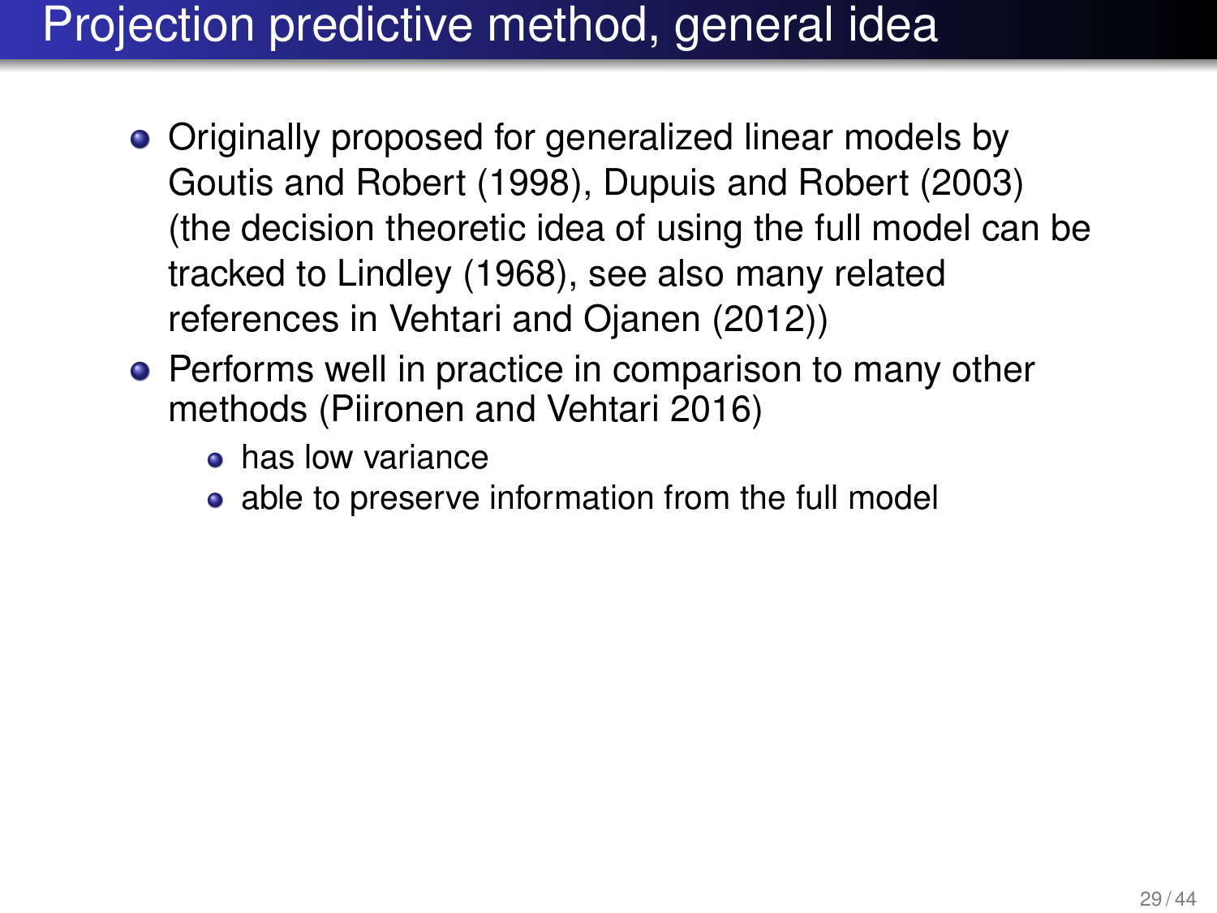# Projection predictive method, general idea

- Originally proposed for generalized linear models by Goutis and Robert (1998), Dupuis and Robert (2003) (the decision theoretic idea of using the full model can be tracked to Lindley (1968), see also many related references in Vehtari and Ojanen (2012))
- Performs well in practice in comparison to many other methods (Piironen and Vehtari 2016)
  - has low variance
  - able to preserve information from the full model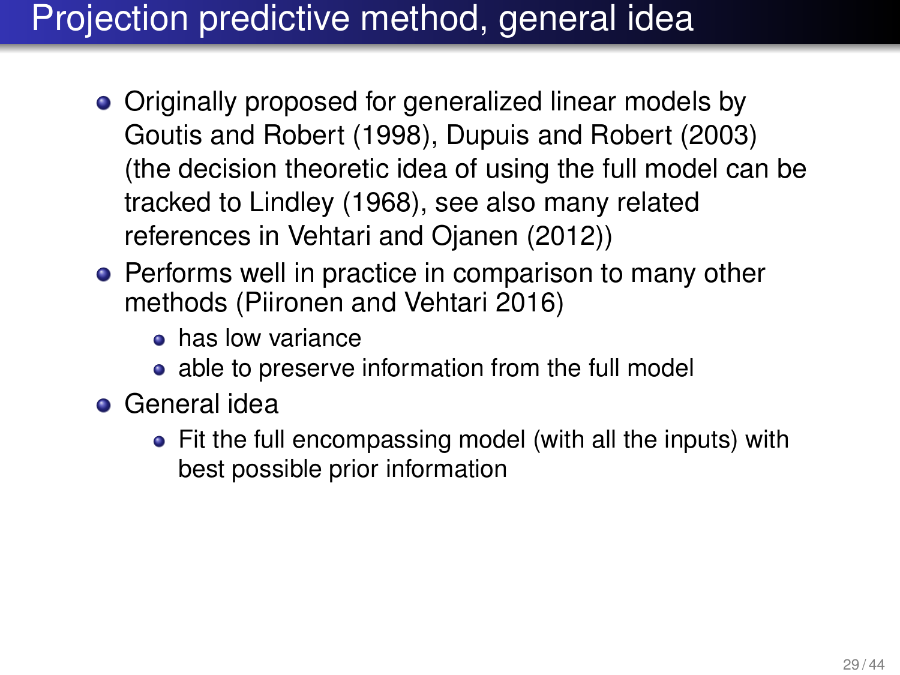# Projection predictive method, general idea

- Originally proposed for generalized linear models by Goutis and Robert (1998), Dupuis and Robert (2003) (the decision theoretic idea of using the full model can be tracked to Lindley (1968), see also many related references in Vehtari and Ojanen (2012))
- Performs well in practice in comparison to many other methods (Piironen and Vehtari 2016)
  - has low variance
  - able to preserve information from the full model
- General idea
  - Fit the full encompassing model (with all the inputs) with best possible prior information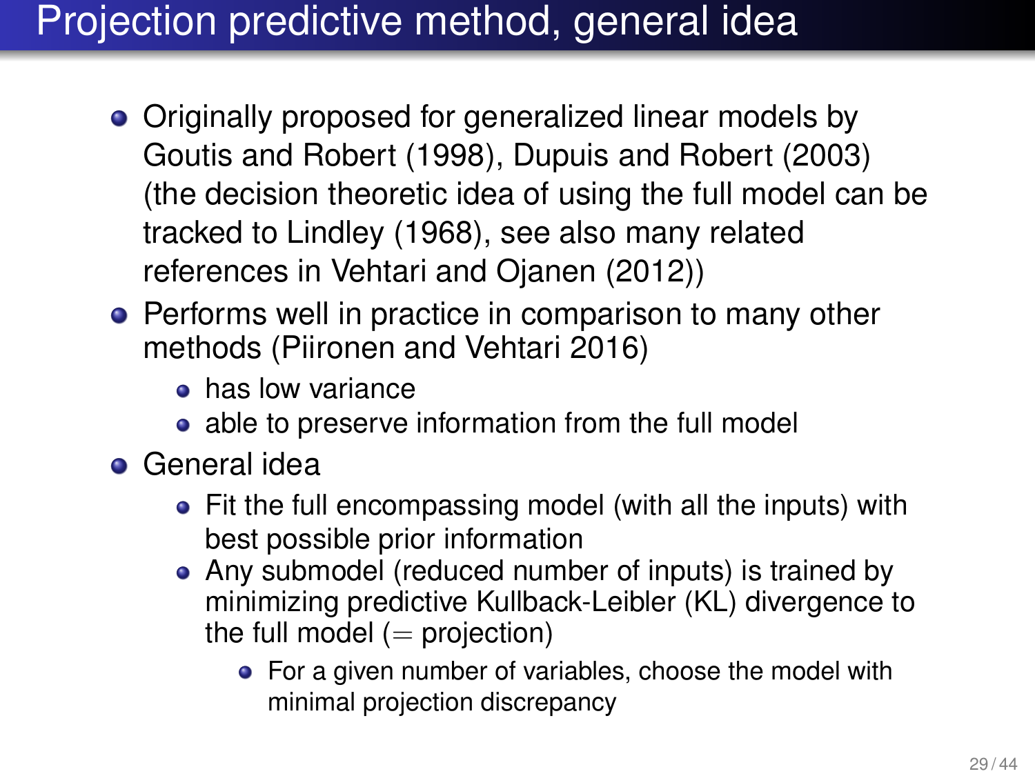# Projection predictive method, general idea

- Originally proposed for generalized linear models by Goutis and Robert (1998), Dupuis and Robert (2003) (the decision theoretic idea of using the full model can be tracked to Lindley (1968), see also many related references in Vehtari and Ojanen (2012))
- Performs well in practice in comparison to many other methods (Piironen and Vehtari 2016)
  - has low variance
  - able to preserve information from the full model
- General idea
  - Fit the full encompassing model (with all the inputs) with best possible prior information
  - Any submodel (reduced number of inputs) is trained by minimizing predictive Kullback-Leibler (KL) divergence to the full model ($=$ projection)
    - For a given number of variables, choose the model with minimal projection discrepancy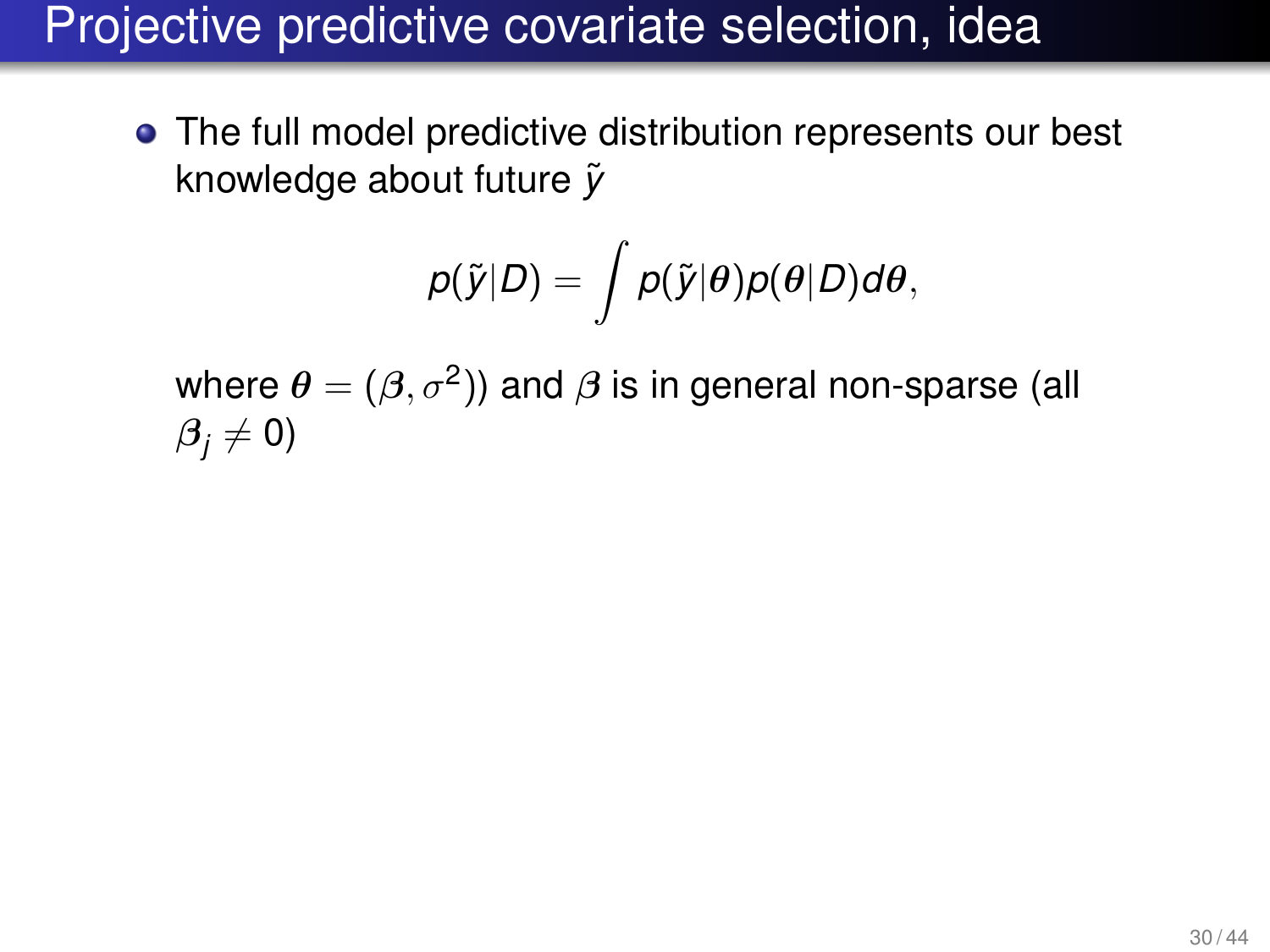# Projective predictive covariate selection, idea

- The full model predictive distribution represents our best knowledge about future $\tilde{y}$

$$p(\tilde{y}|D) = \int p(\tilde{y}|\boldsymbol{\theta})p(\boldsymbol{\theta}|D)d\boldsymbol{\theta},$$

  where $\boldsymbol{\theta} = (\boldsymbol{\beta}, \sigma^2)$) and $\boldsymbol{\beta}$ is in general non-sparse (all $\boldsymbol{\beta}_j \neq 0$)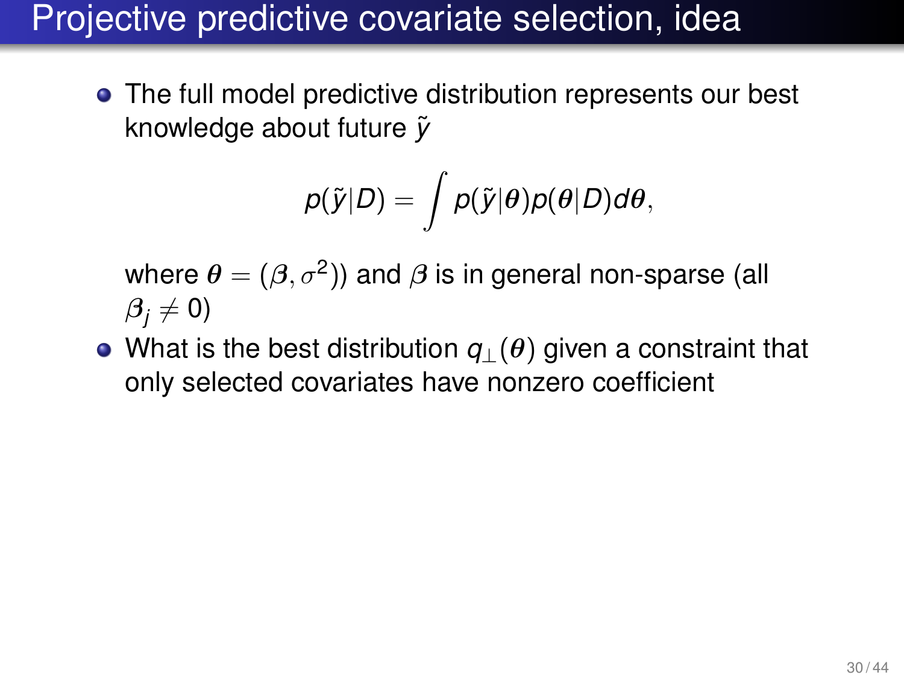# Projective predictive covariate selection, idea

- The full model predictive distribution represents our best knowledge about future $\tilde{y}$

$$p(\tilde{y}|D) = \int p(\tilde{y}|\boldsymbol{\theta})p(\boldsymbol{\theta}|D)d\boldsymbol{\theta},$$

  where $\boldsymbol{\theta} = (\boldsymbol{\beta}, \sigma^2)$) and $\boldsymbol{\beta}$ is in general non-sparse (all $\boldsymbol{\beta}_j \neq 0$)

- What is the best distribution $q_{\perp}(\boldsymbol{\theta})$ given a constraint that only selected covariates have nonzero coefficient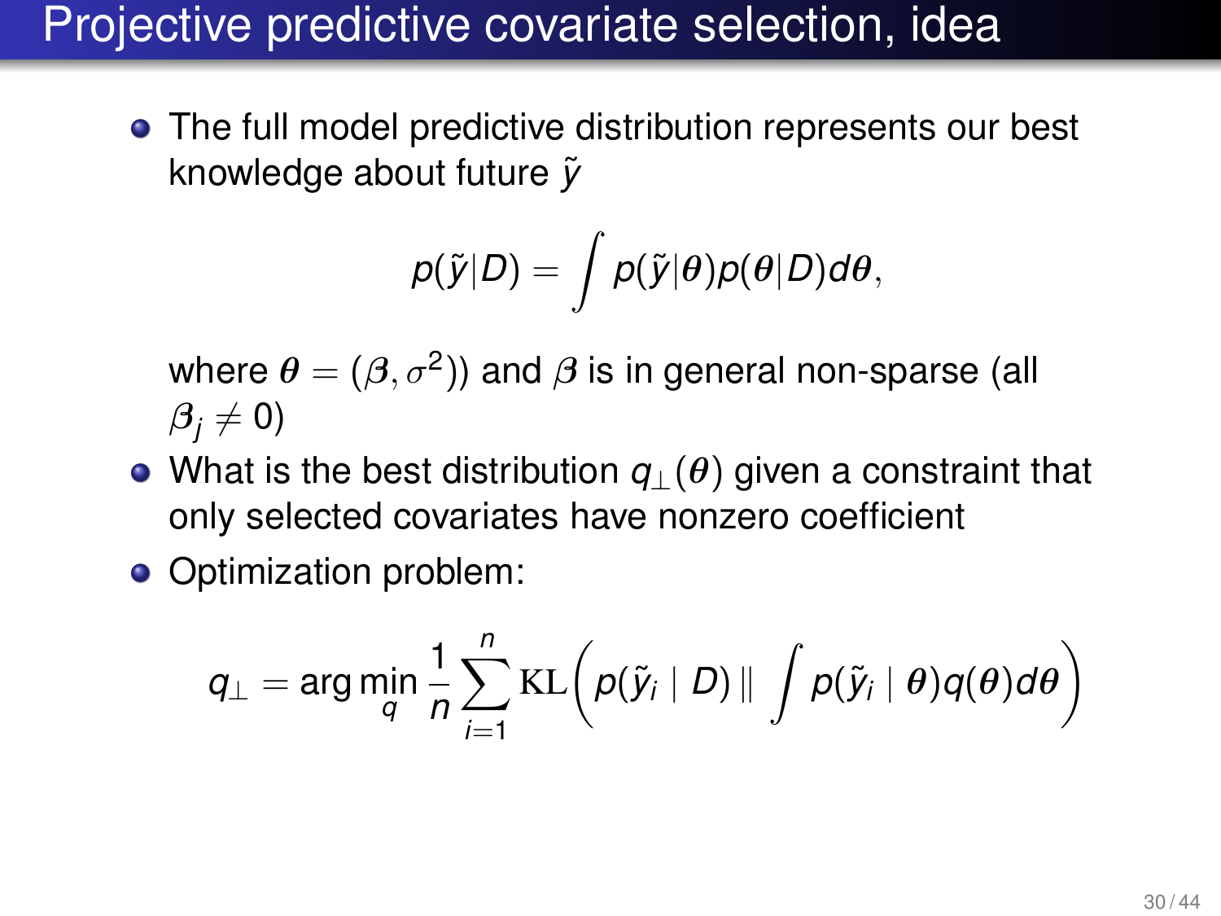# Projective predictive covariate selection, idea

- The full model predictive distribution represents our best knowledge about future $\tilde{y}$

$$p(\tilde{y}|D) = \int p(\tilde{y}|\boldsymbol{\theta})p(\boldsymbol{\theta}|D)d\boldsymbol{\theta},$$

  where $\boldsymbol{\theta} = (\boldsymbol{\beta}, \sigma^2))$ and $\boldsymbol{\beta}$ is in general non-sparse (all $\boldsymbol{\beta}_j \neq 0$)

- What is the best distribution $q_\perp(\boldsymbol{\theta})$ given a constraint that only selected covariates have nonzero coefficient
- Optimization problem:

$$q_\perp = \arg\min_q \frac{1}{n} \sum_{i=1}^{n} \mathrm{KL}\left(p(\tilde{y}_i \mid D) \,\|\, \int p(\tilde{y}_i \mid \boldsymbol{\theta})q(\boldsymbol{\theta})d\boldsymbol{\theta}\right)$$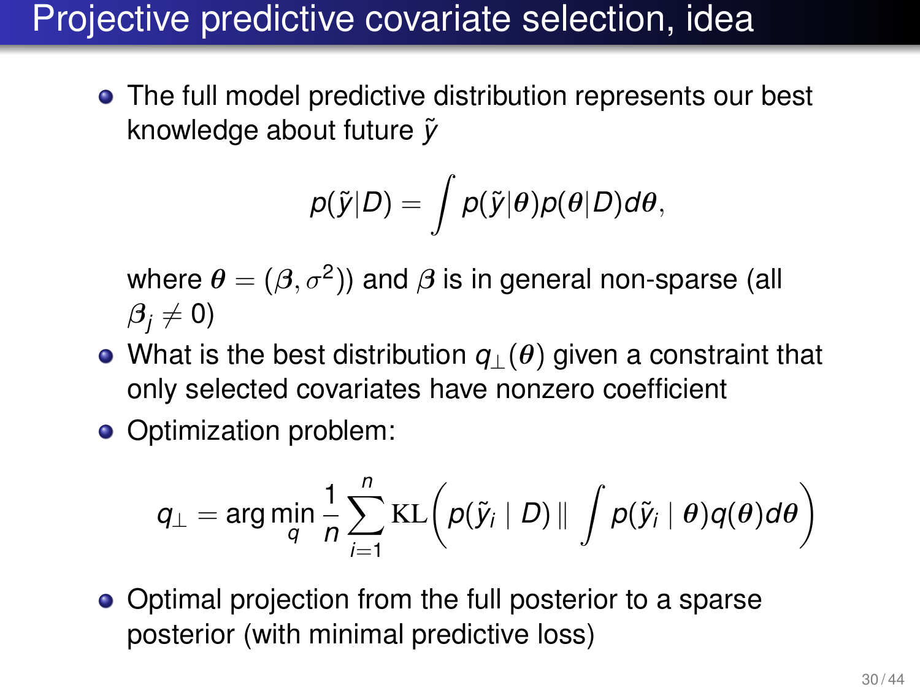# Projective predictive covariate selection, idea

- The full model predictive distribution represents our best knowledge about future $\tilde{y}$

$$p(\tilde{y}|D) = \int p(\tilde{y}|\boldsymbol{\theta})p(\boldsymbol{\theta}|D)d\boldsymbol{\theta},$$

  where $\boldsymbol{\theta} = (\boldsymbol{\beta}, \sigma^2))$ and $\boldsymbol{\beta}$ is in general non-sparse (all $\boldsymbol{\beta}_j \neq 0$)

- What is the best distribution $q_\perp(\boldsymbol{\theta})$ given a constraint that only selected covariates have nonzero coefficient
- Optimization problem:

$$q_\perp = \arg\min_q \frac{1}{n} \sum_{i=1}^{n} \mathrm{KL}\left( p(\tilde{y}_i \mid D) \parallel \int p(\tilde{y}_i \mid \boldsymbol{\theta}) q(\boldsymbol{\theta}) d\boldsymbol{\theta} \right)$$

- Optimal projection from the full posterior to a sparse posterior (with minimal predictive loss)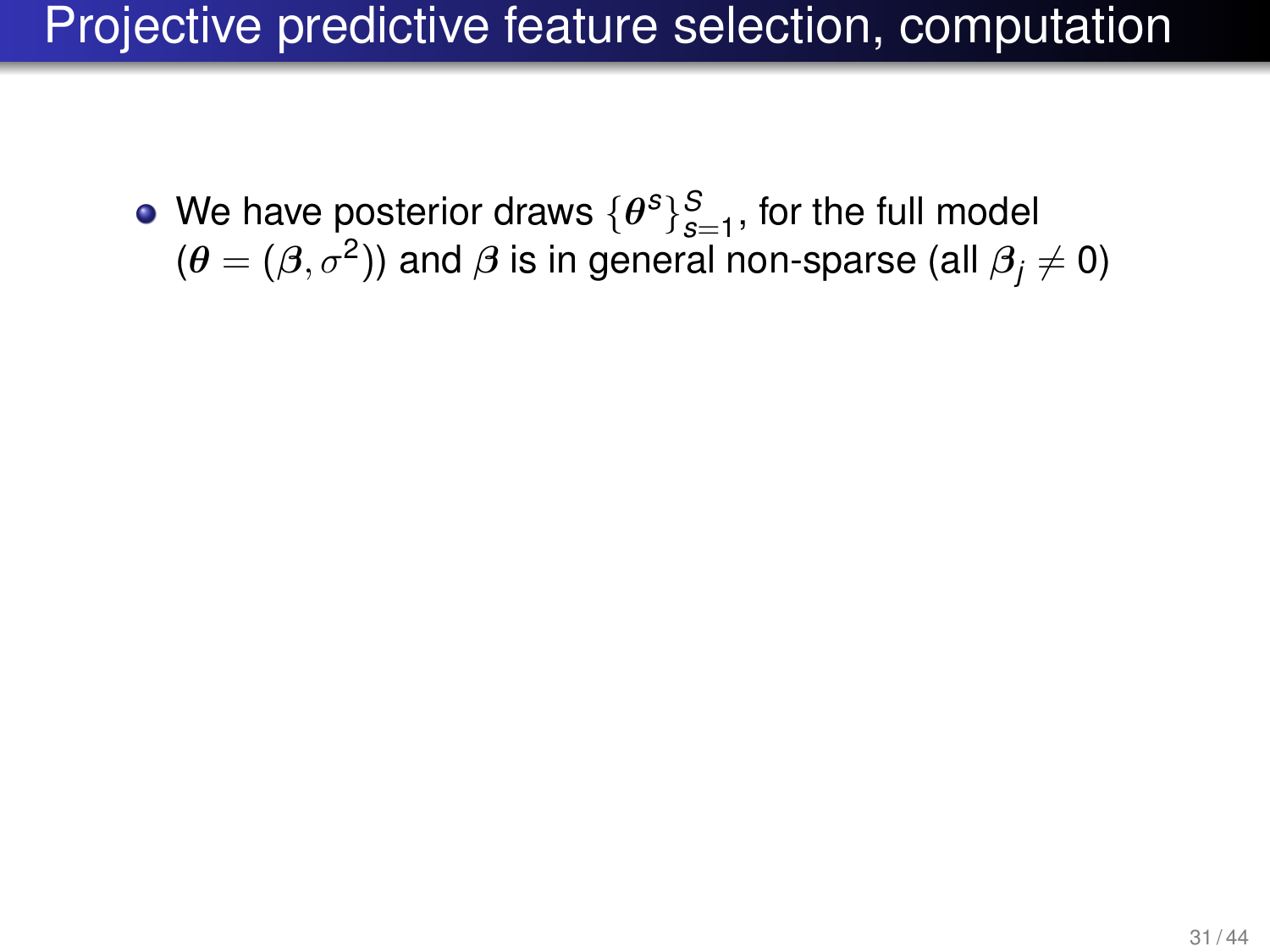# Projective predictive feature selection, computation

- We have posterior draws $\{\boldsymbol{\theta}^s\}_{s=1}^S$, for the full model ($\boldsymbol{\theta} = (\boldsymbol{\beta}, \sigma^2)$) and $\boldsymbol{\beta}$ is in general non-sparse (all $\boldsymbol{\beta}_j \neq 0$)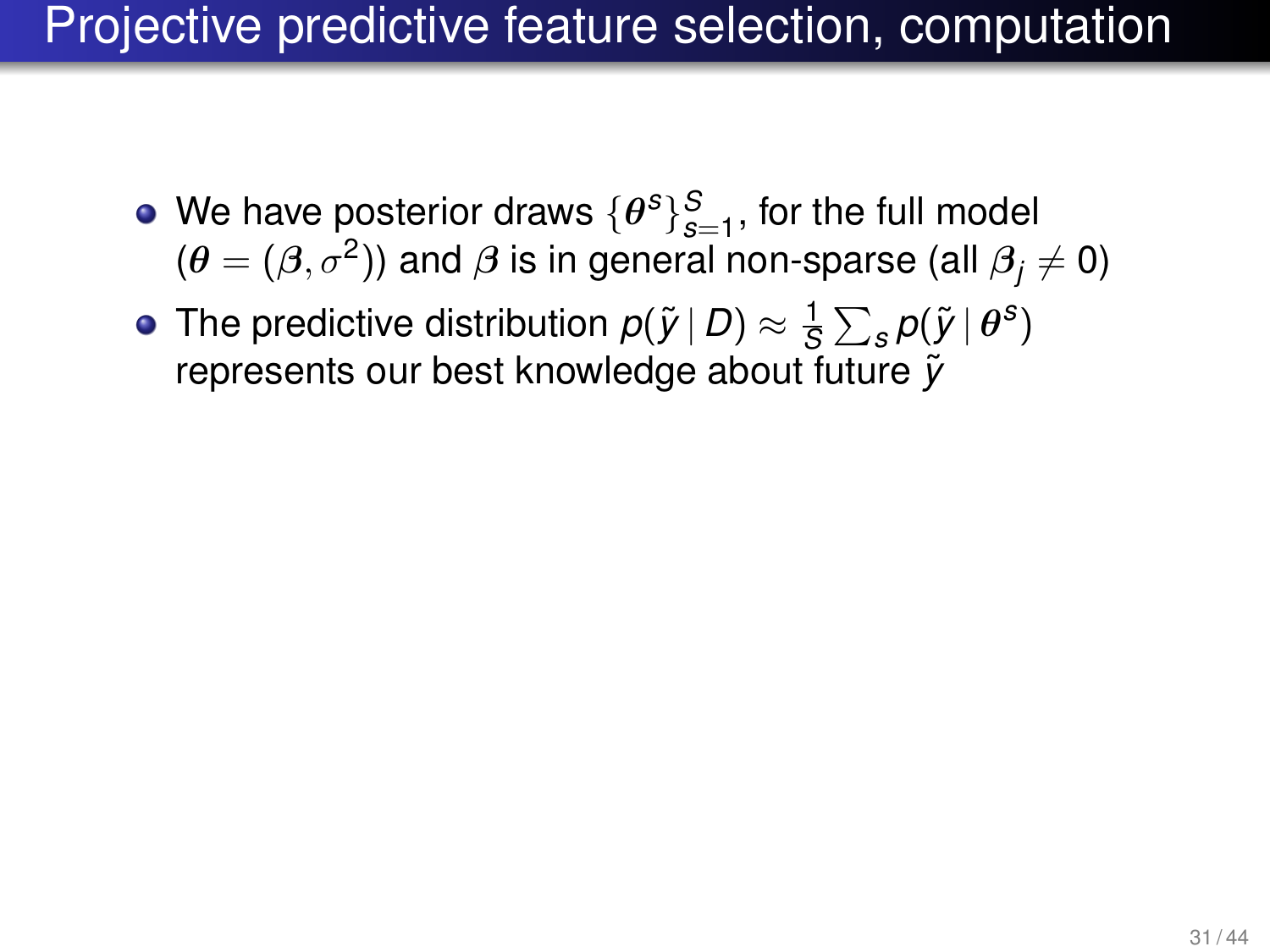# Projective predictive feature selection, computation

- We have posterior draws $\{\boldsymbol{\theta}^s\}_{s=1}^S$, for the full model ($\boldsymbol{\theta} = (\boldsymbol{\beta}, \sigma^2)$) and $\boldsymbol{\beta}$ is in general non-sparse (all $\beta_j \neq 0$)
- The predictive distribution $p(\tilde{y} \mid D) \approx \frac{1}{S} \sum_s p(\tilde{y} \mid \boldsymbol{\theta}^s)$ represents our best knowledge about future $\tilde{y}$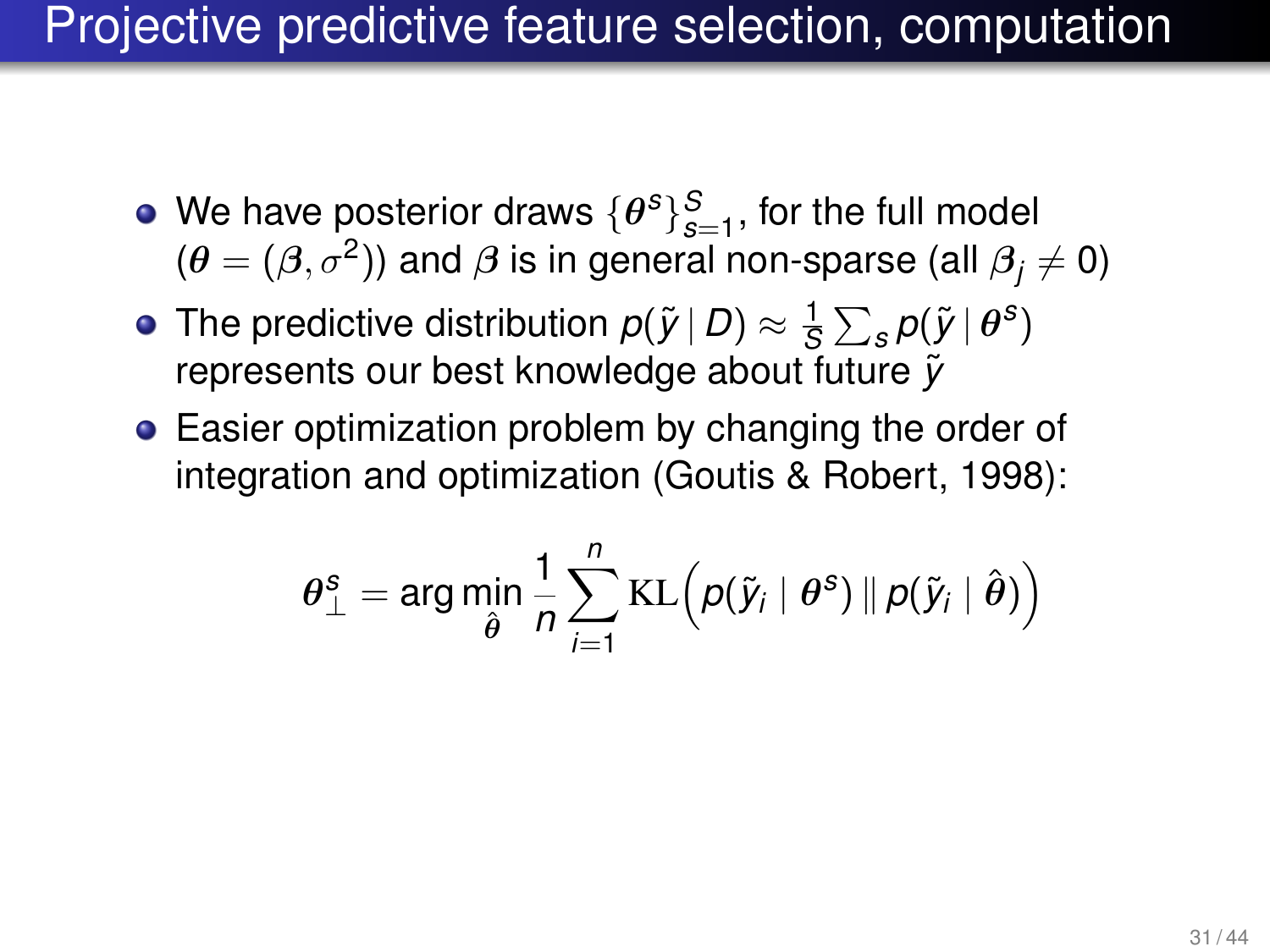# Projective predictive feature selection, computation

- We have posterior draws $\{\boldsymbol{\theta}^s\}_{s=1}^S$, for the full model ($\boldsymbol{\theta} = (\boldsymbol{\beta}, \sigma^2)$) and $\boldsymbol{\beta}$ is in general non-sparse (all $\boldsymbol{\beta}_j \neq 0$)
- The predictive distribution $p(\tilde{y} \mid D) \approx \frac{1}{S} \sum_s p(\tilde{y} \mid \boldsymbol{\theta}^s)$ represents our best knowledge about future $\tilde{y}$
- Easier optimization problem by changing the order of integration and optimization (Goutis & Robert, 1998):

$$\boldsymbol{\theta}_\perp^s = \arg\min_{\hat{\boldsymbol{\theta}}} \frac{1}{n} \sum_{i=1}^{n} \mathrm{KL}\Big(p(\tilde{y}_i \mid \boldsymbol{\theta}^s) \,\|\, p(\tilde{y}_i \mid \hat{\boldsymbol{\theta}})\Big)$$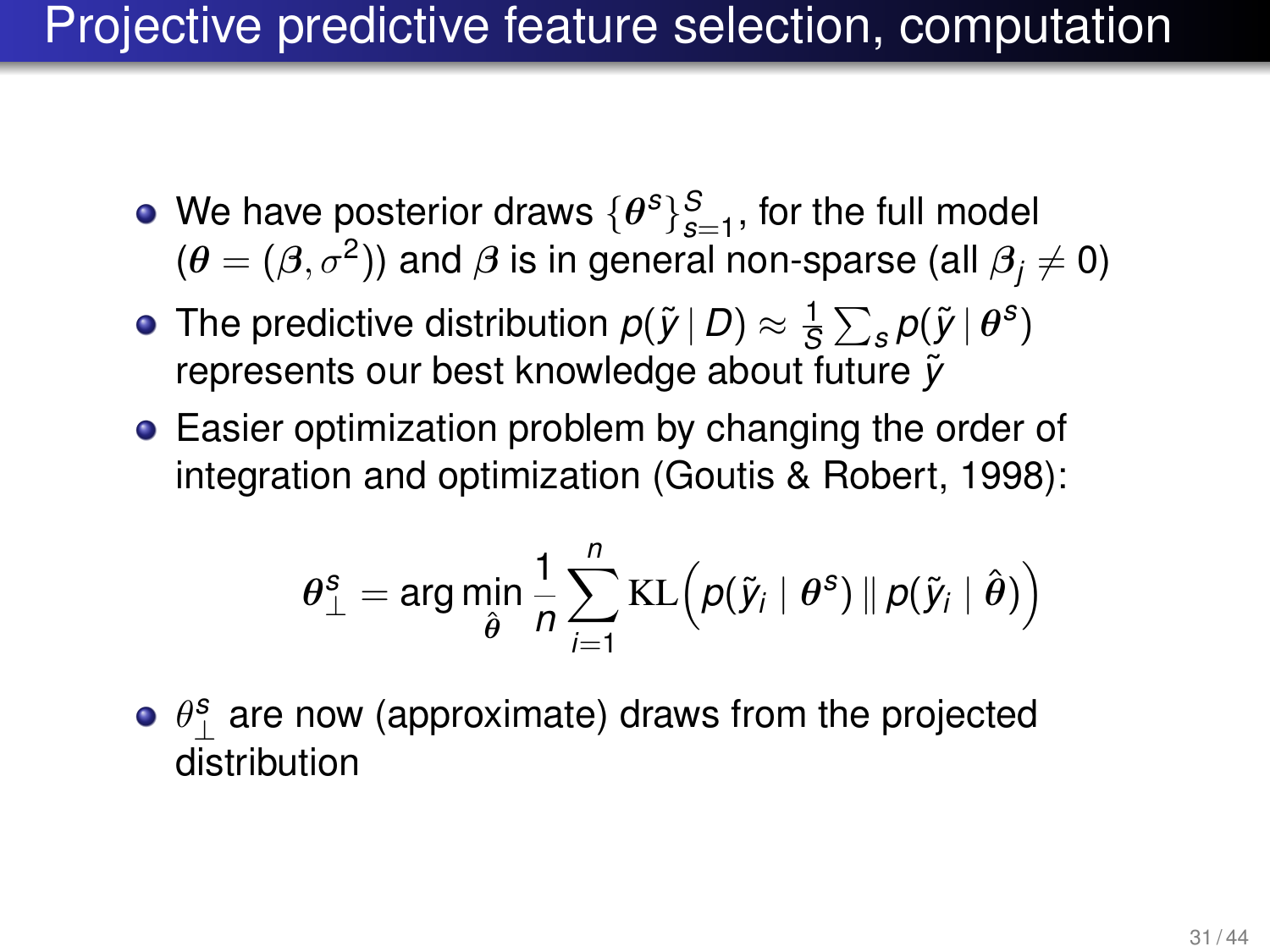# Projective predictive feature selection, computation

- We have posterior draws $\{\boldsymbol{\theta}^s\}_{s=1}^S$, for the full model ($\boldsymbol{\theta} = (\boldsymbol{\beta}, \sigma^2)$) and $\boldsymbol{\beta}$ is in general non-sparse (all $\boldsymbol{\beta}_j \neq 0$)
- The predictive distribution $p(\tilde{y} \mid D) \approx \frac{1}{S} \sum_s p(\tilde{y} \mid \boldsymbol{\theta}^s)$ represents our best knowledge about future $\tilde{y}$
- Easier optimization problem by changing the order of integration and optimization (Goutis & Robert, 1998):

$$\boldsymbol{\theta}_\perp^s = \arg\min_{\hat{\boldsymbol{\theta}}} \frac{1}{n} \sum_{i=1}^{n} \mathrm{KL}\Big(p(\tilde{y}_i \mid \boldsymbol{\theta}^s) \,\|\, p(\tilde{y}_i \mid \hat{\boldsymbol{\theta}})\Big)$$

- $\theta_\perp^s$ are now (approximate) draws from the projected distribution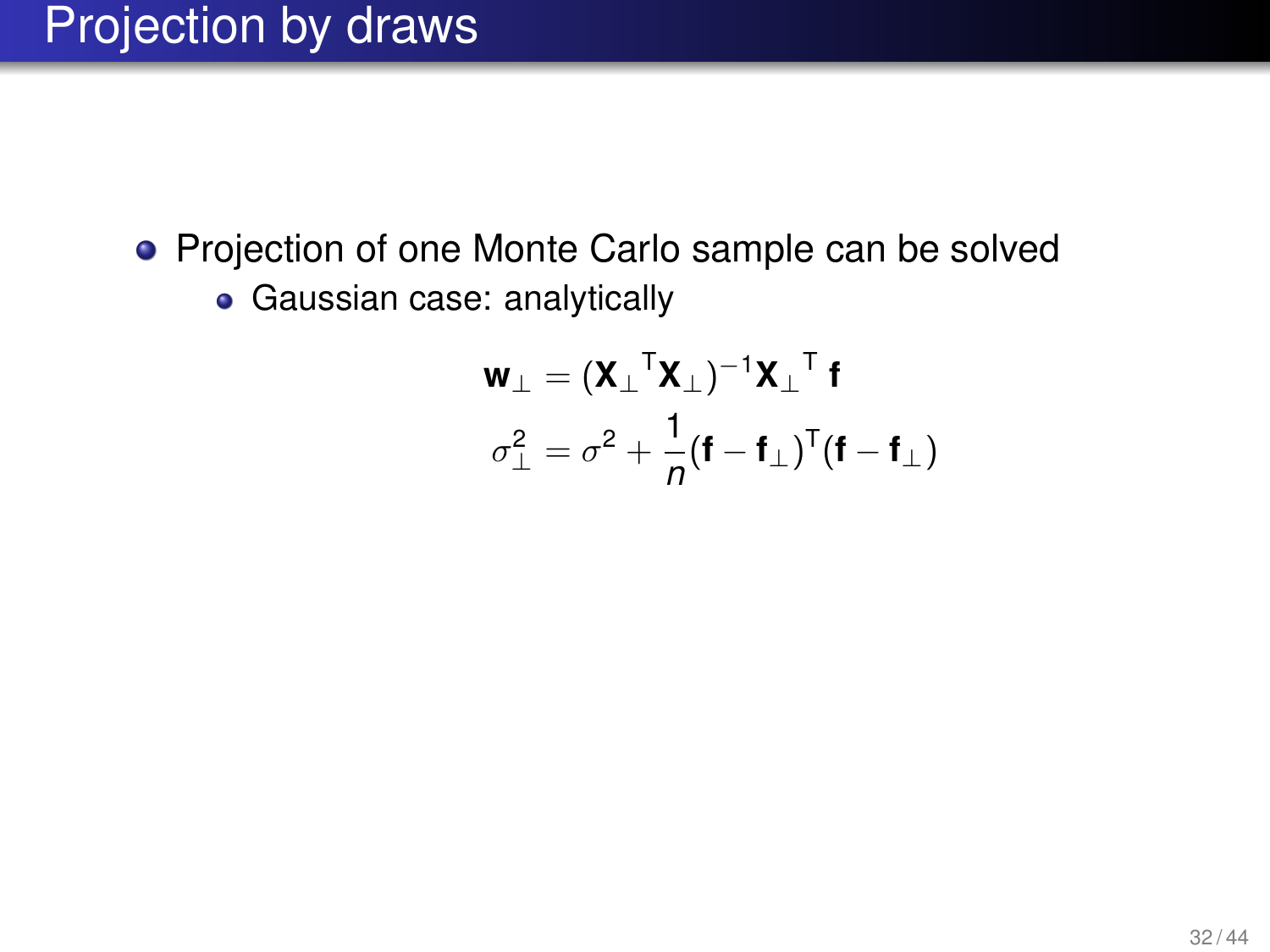# Projection by draws

- Projection of one Monte Carlo sample can be solved
  - Gaussian case: analytically

$$\mathbf{w}_\perp = ({\mathbf{X}_\perp}^\mathsf{T}\mathbf{X}_\perp)^{-1}{\mathbf{X}_\perp}^\mathsf{T}\,\mathbf{f}$$

$$\sigma_\perp^2 = \sigma^2 + \frac{1}{n}(\mathbf{f} - \mathbf{f}_\perp)^\mathsf{T}(\mathbf{f} - \mathbf{f}_\perp)$$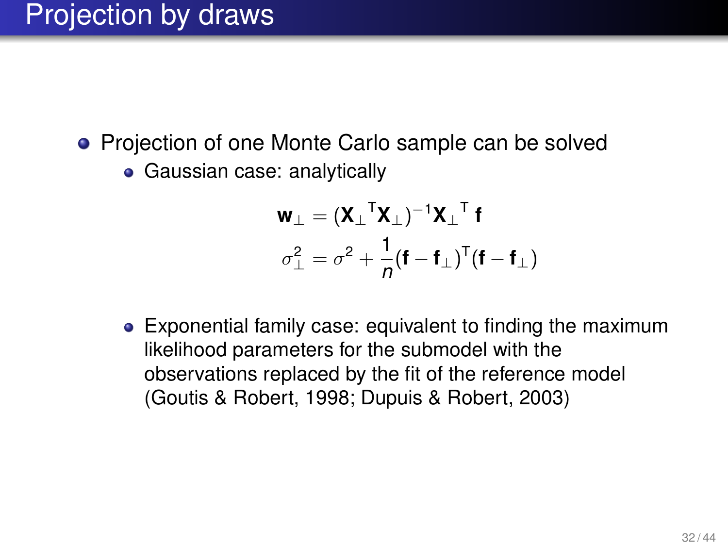# Projection by draws

- Projection of one Monte Carlo sample can be solved
  - Gaussian case: analytically

$$
\mathbf{w}_\perp = (\mathbf{X}_\perp{}^\mathsf{T}\mathbf{X}_\perp)^{-1}\mathbf{X}_\perp{}^\mathsf{T}\,\mathbf{f}
$$

$$
\sigma_\perp^2 = \sigma^2 + \frac{1}{n}(\mathbf{f} - \mathbf{f}_\perp)^\mathsf{T}(\mathbf{f} - \mathbf{f}_\perp)
$$

  - Exponential family case: equivalent to finding the maximum likelihood parameters for the submodel with the observations replaced by the fit of the reference model (Goutis & Robert, 1998; Dupuis & Robert, 2003)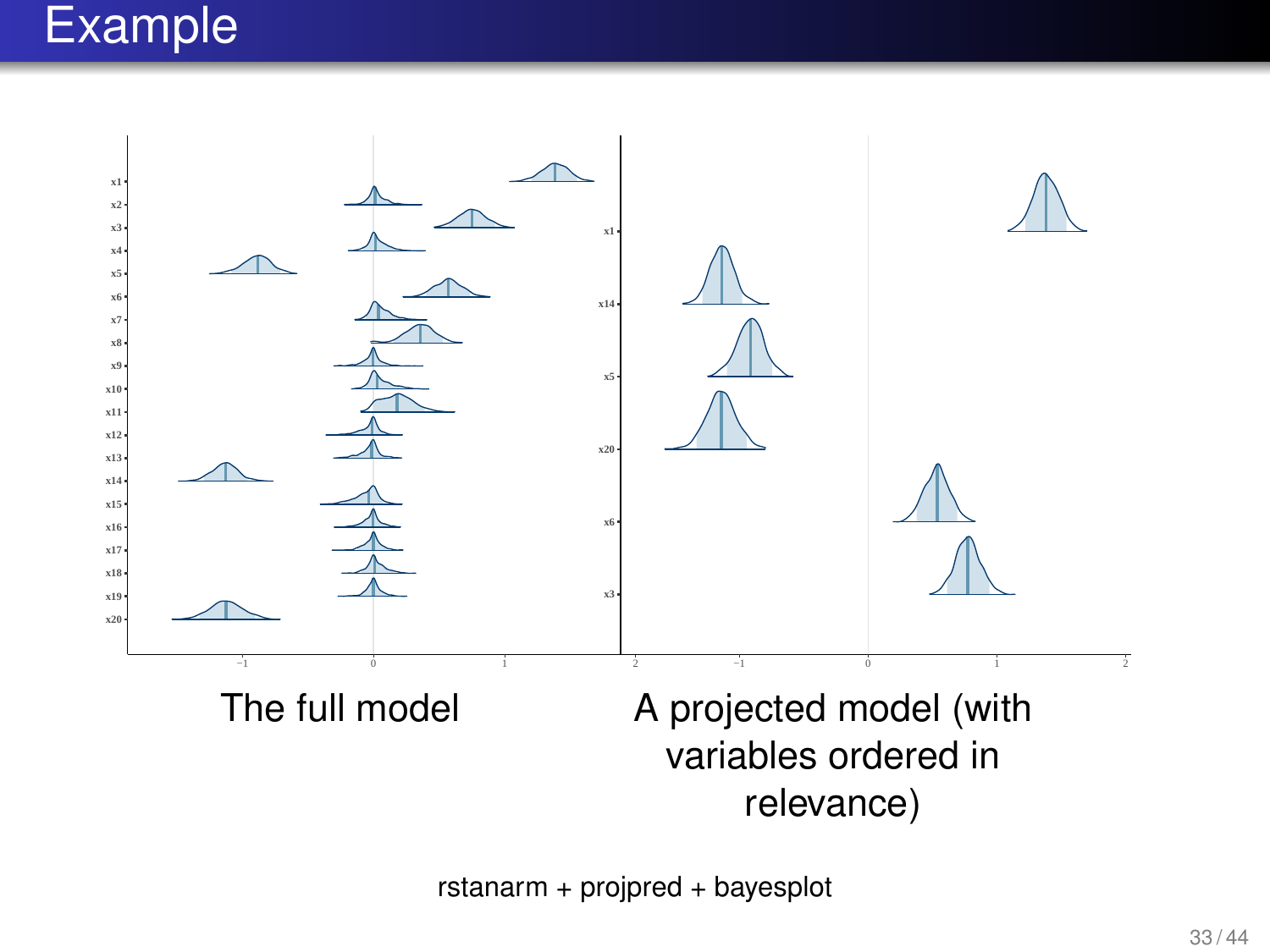# Example

The full model

A projected model (with variables ordered in relevance)

rstanarm + projpred + bayesplot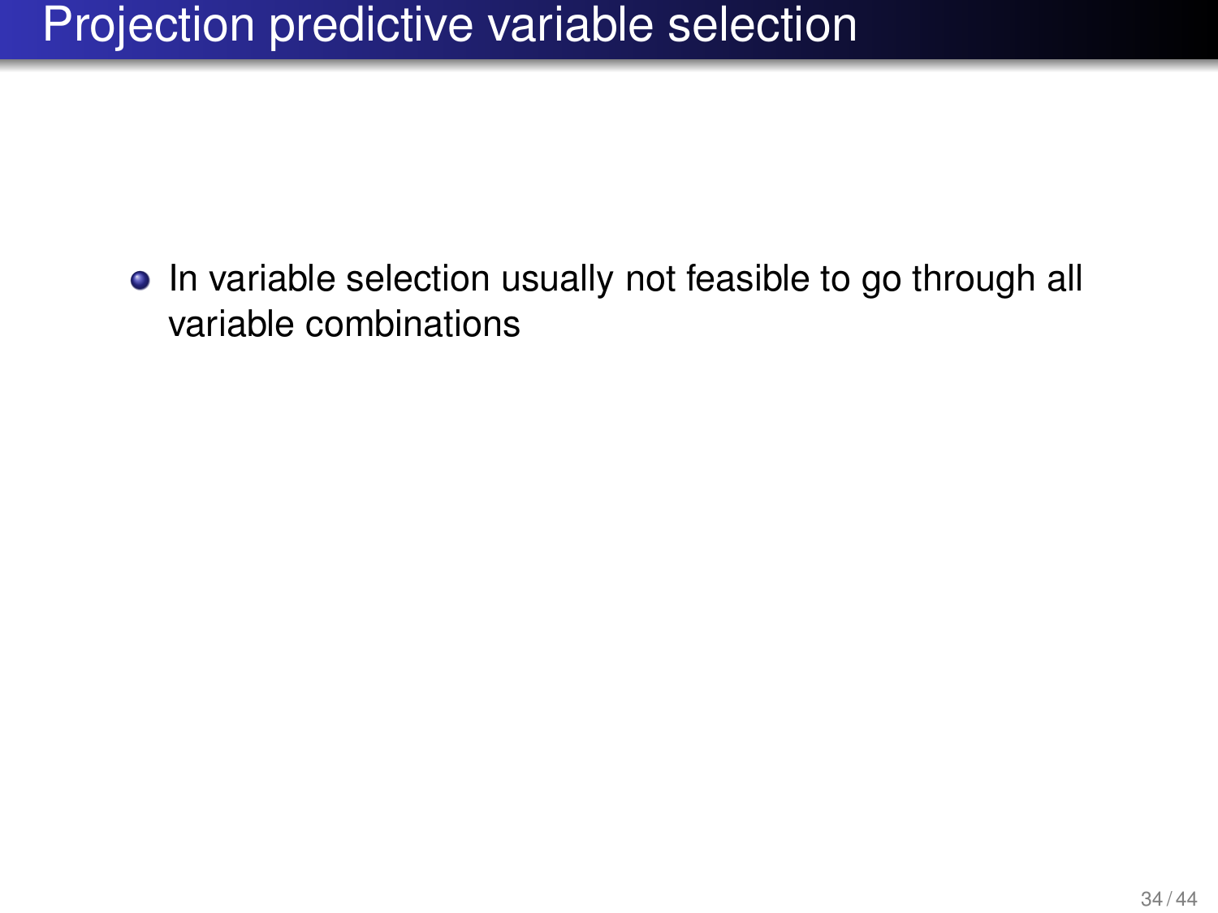# Projection predictive variable selection

- In variable selection usually not feasible to go through all variable combinations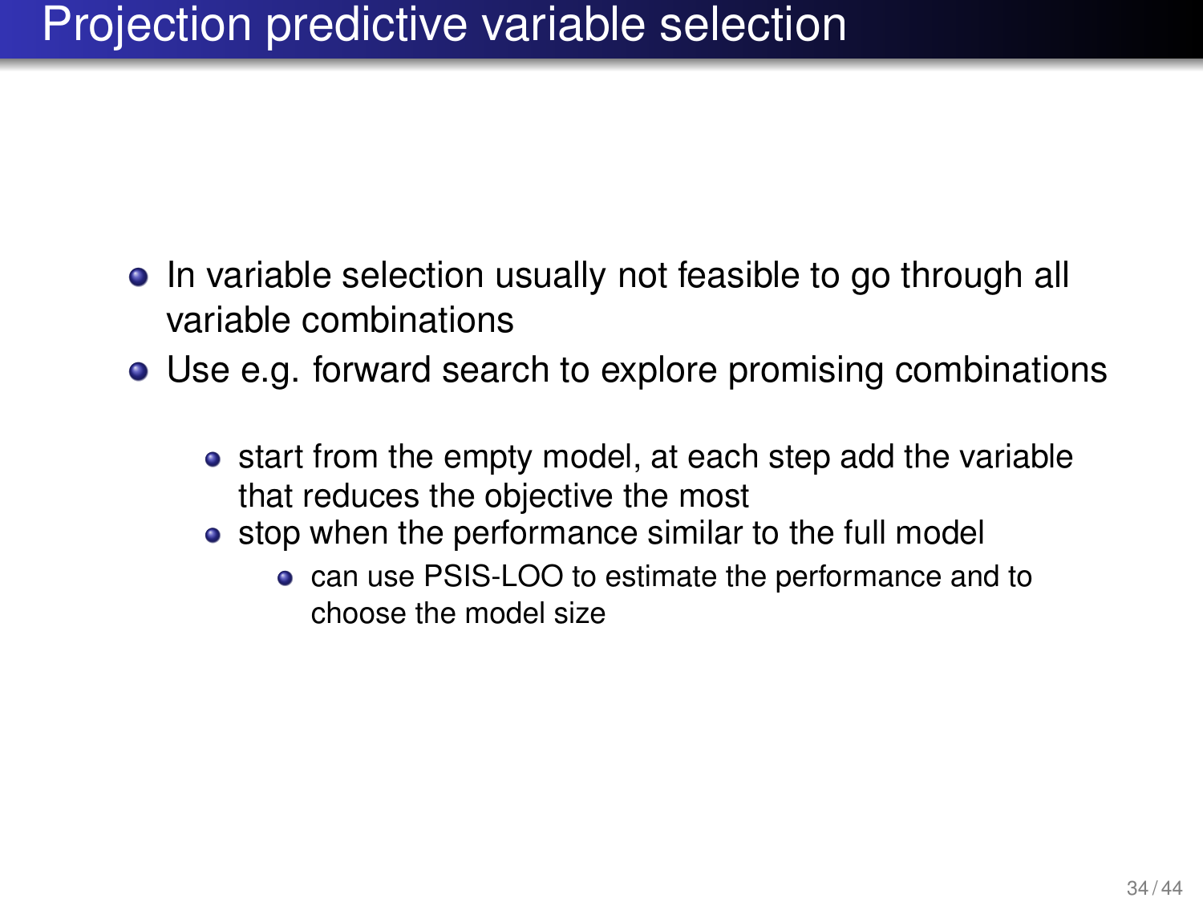# Projection predictive variable selection

- In variable selection usually not feasible to go through all variable combinations
- Use e.g. forward search to explore promising combinations
  - start from the empty model, at each step add the variable that reduces the objective the most
  - stop when the performance similar to the full model
    - can use PSIS-LOO to estimate the performance and to choose the model size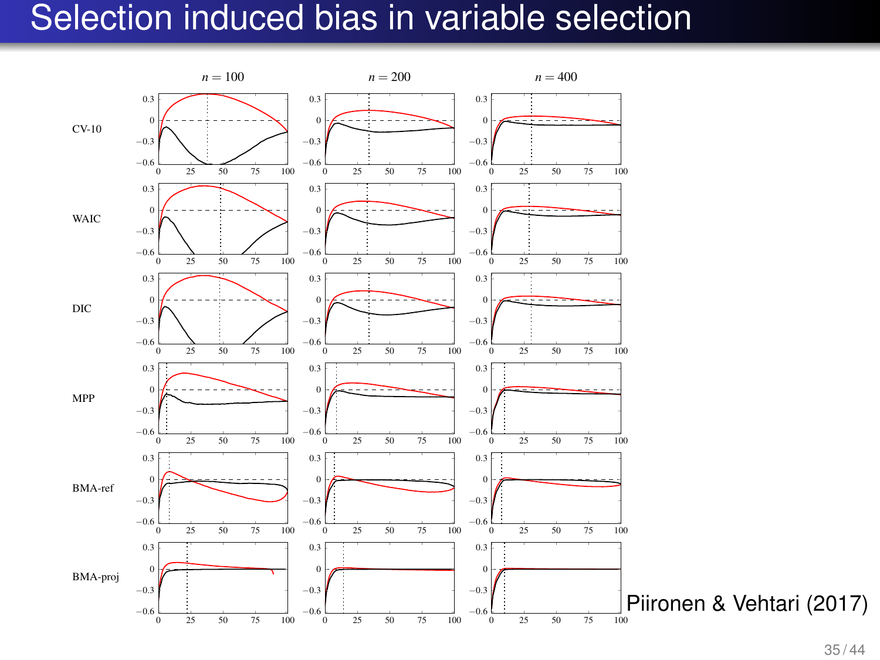# Selection induced bias in variable selection

Piironen & Vehtari (2017)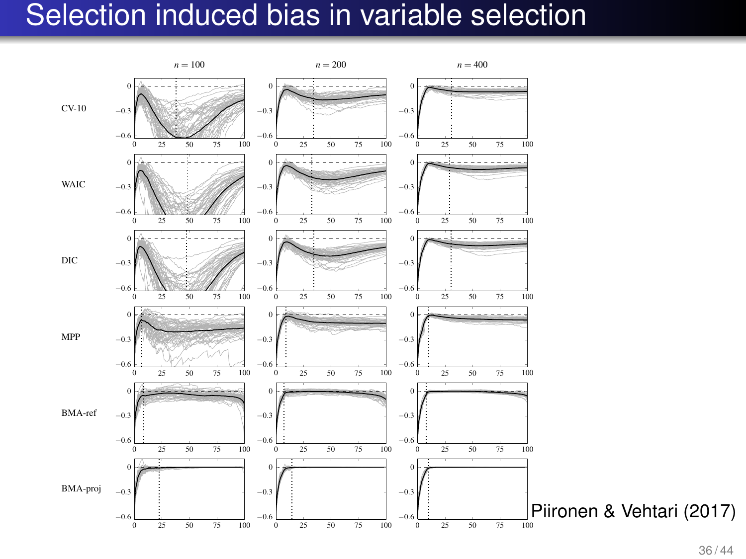# Selection induced bias in variable selection

Piironen & Vehtari (2017)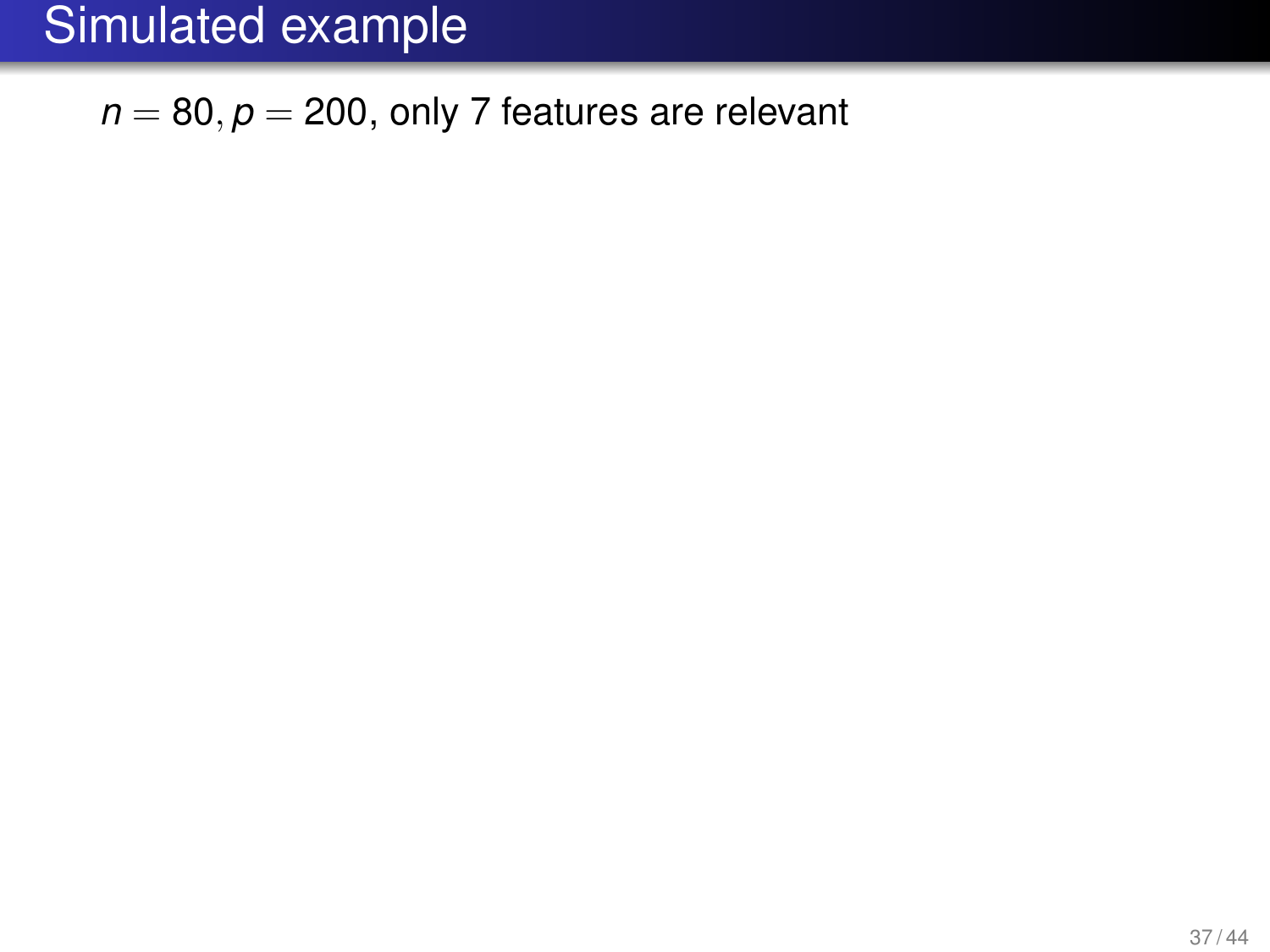# Simulated example

$n = 80, p = 200$, only 7 features are relevant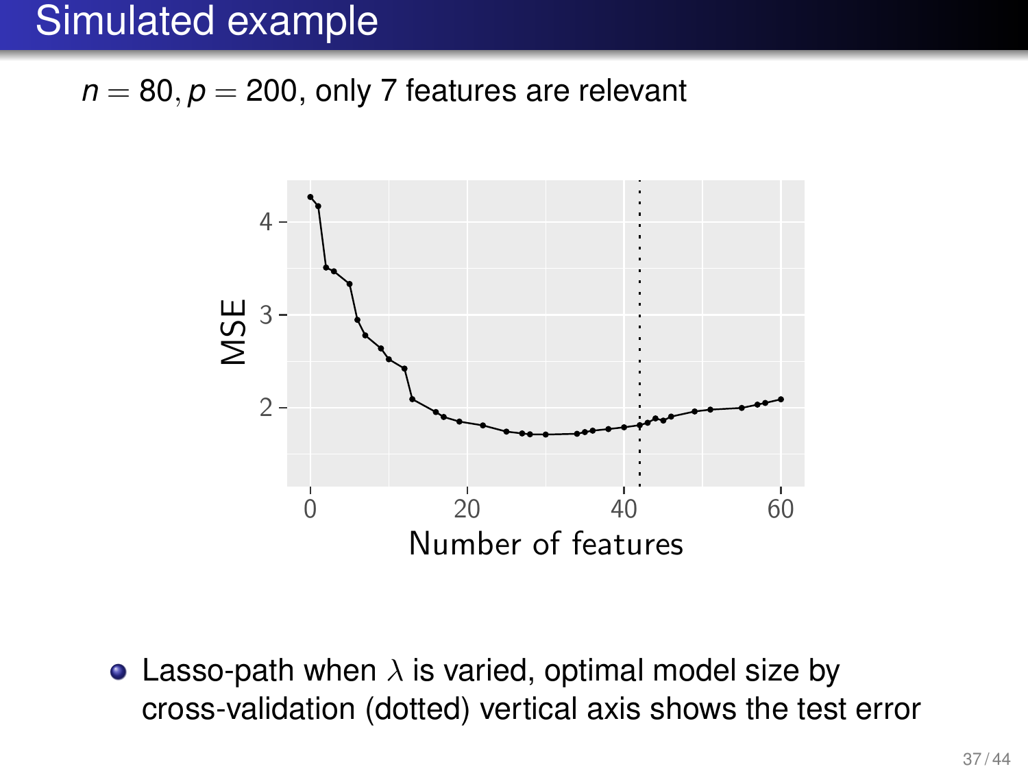# Simulated example

$n = 80, p = 200$, only 7 features are relevant

- Lasso-path when $\lambda$ is varied, optimal model size by cross-validation (dotted) vertical axis shows the test error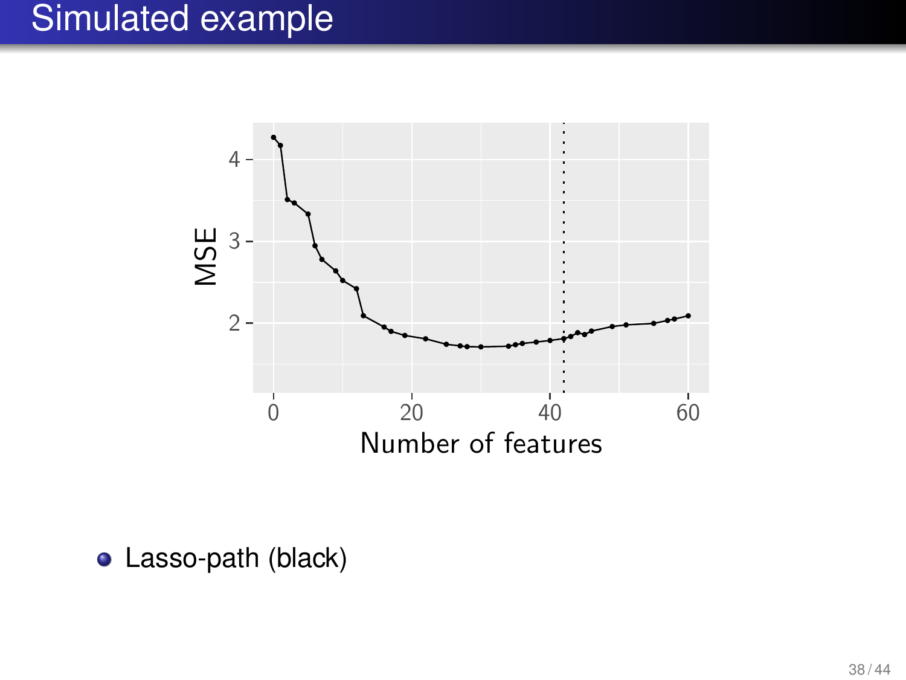# Simulated example

- Lasso-path (black)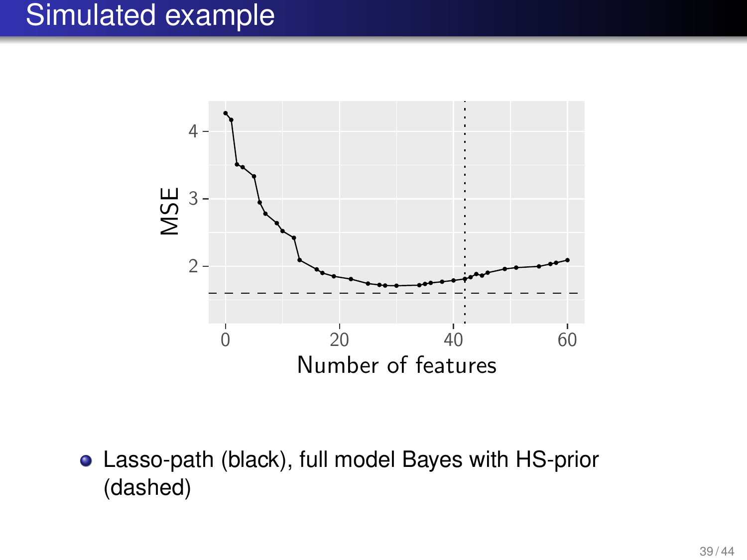# Simulated example

- Lasso-path (black), full model Bayes with HS-prior (dashed)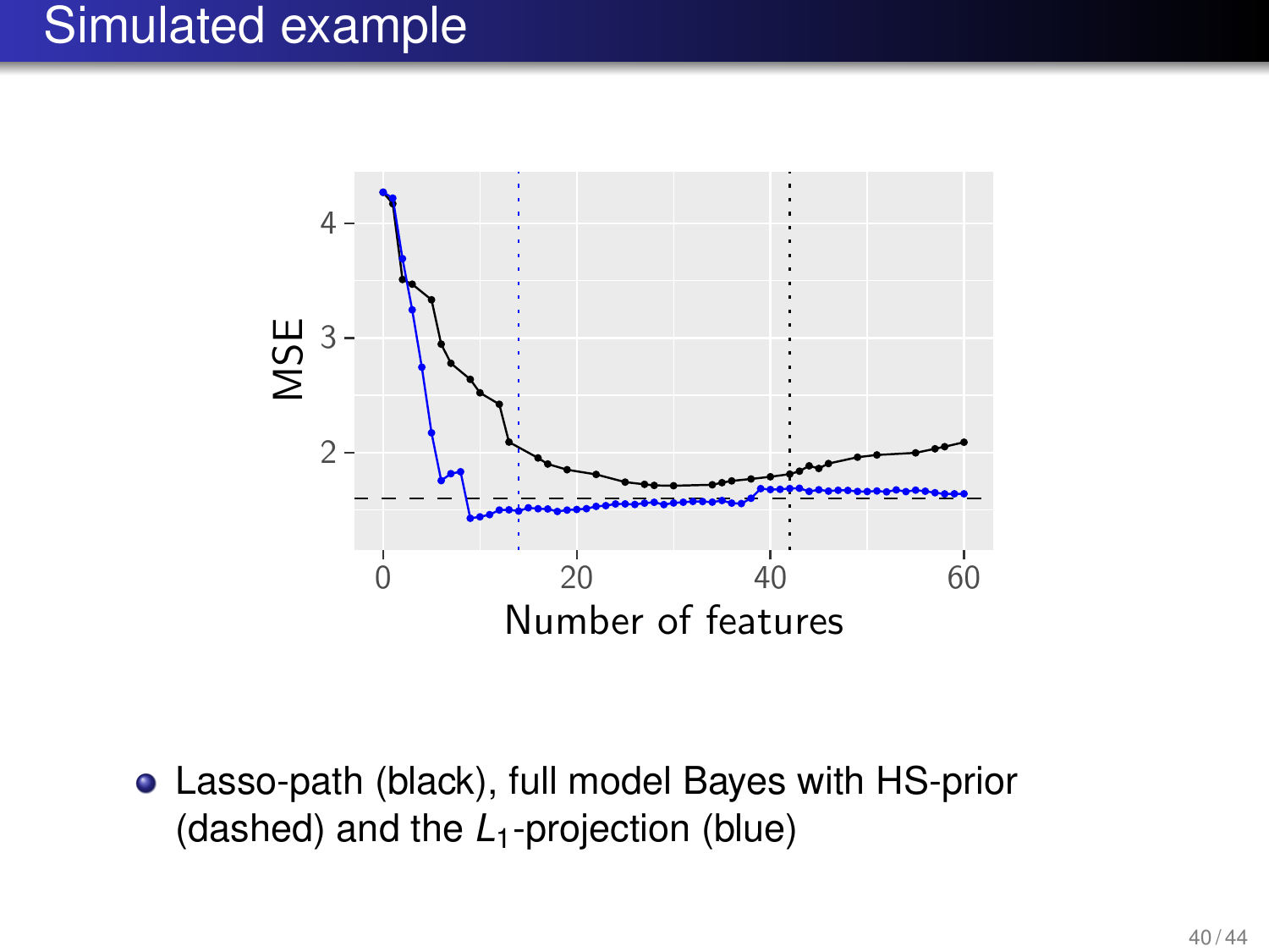# Simulated example

- Lasso-path (black), full model Bayes with HS-prior (dashed) and the $L_1$-projection (blue)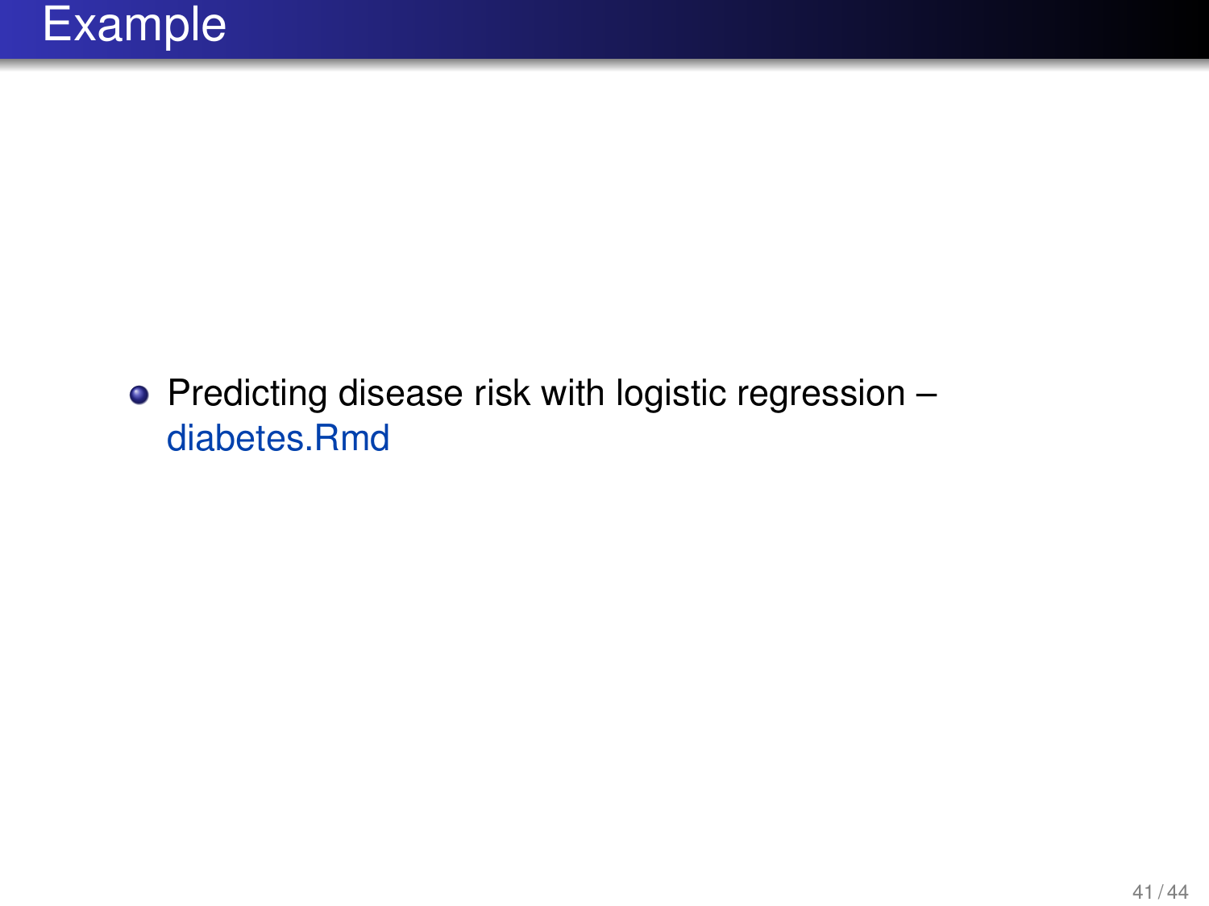# Example

- Predicting disease risk with logistic regression – diabetes.Rmd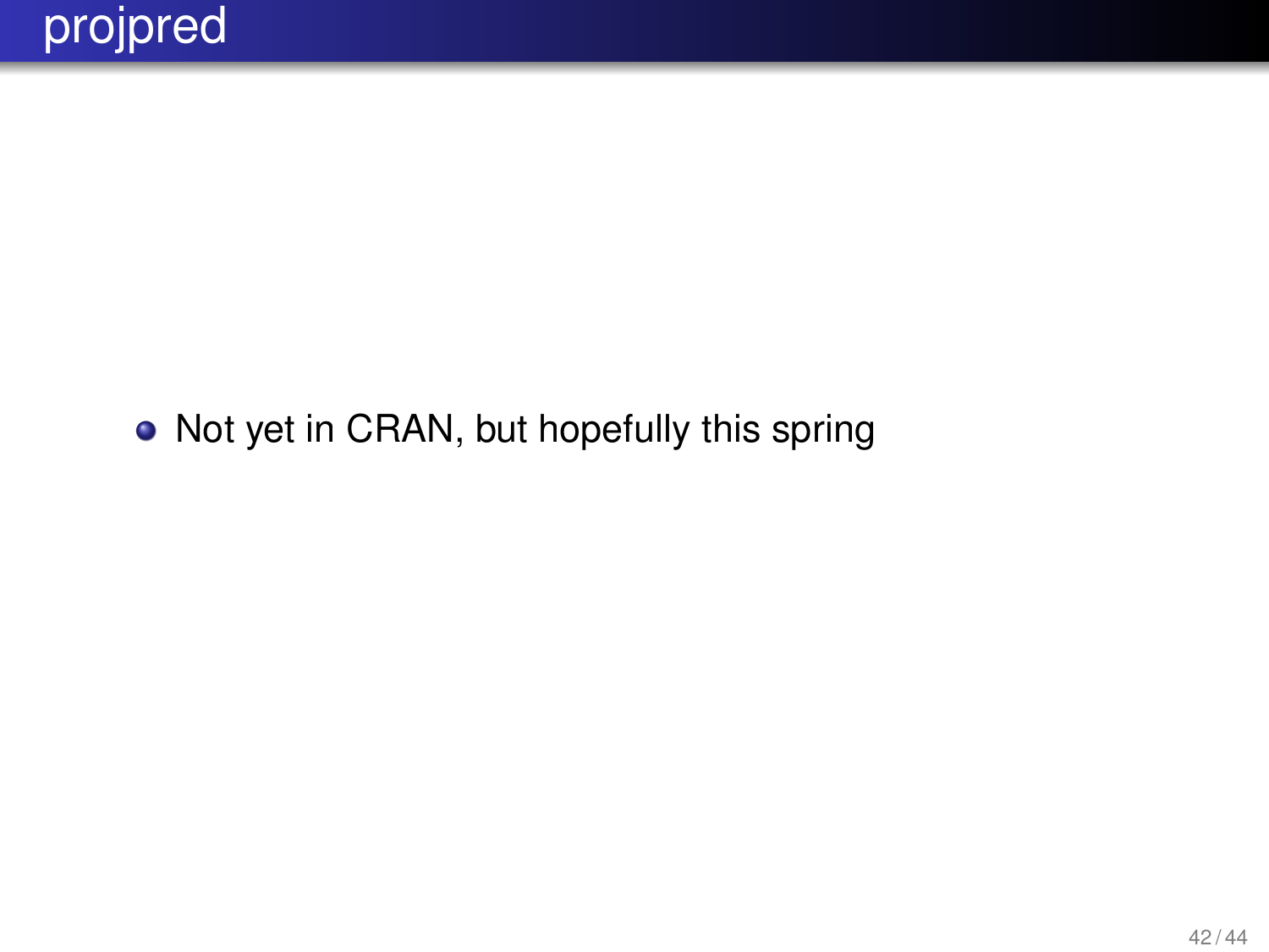# projpred

- Not yet in CRAN, but hopefully this spring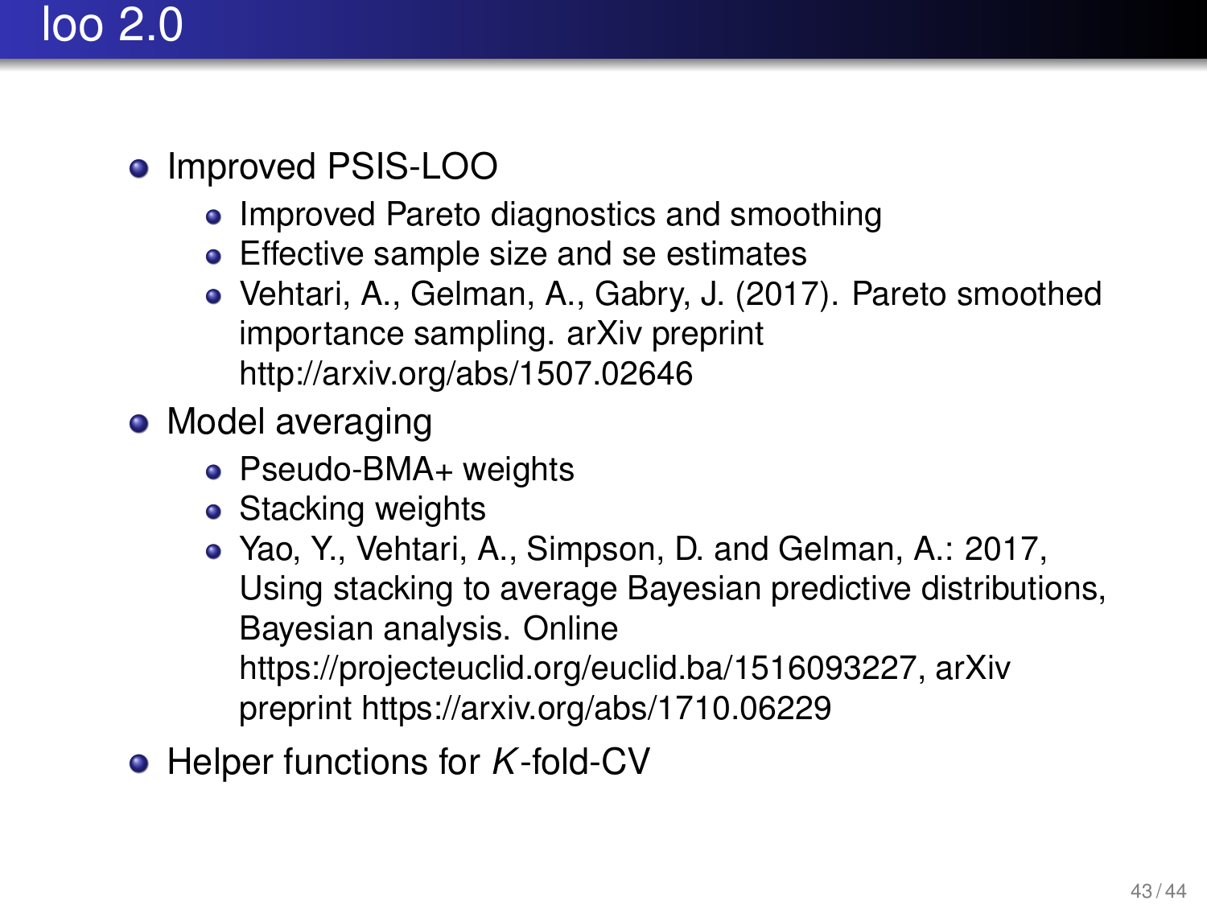# loo 2.0

- Improved PSIS-LOO
  - Improved Pareto diagnostics and smoothing
  - Effective sample size and se estimates
  - Vehtari, A., Gelman, A., Gabry, J. (2017). Pareto smoothed importance sampling. arXiv preprint http://arxiv.org/abs/1507.02646
- Model averaging
  - Pseudo-BMA+ weights
  - Stacking weights
  - Yao, Y., Vehtari, A., Simpson, D. and Gelman, A.: 2017, Using stacking to average Bayesian predictive distributions, Bayesian analysis. Online https://projecteuclid.org/euclid.ba/1516093227, arXiv preprint https://arxiv.org/abs/1710.06229
- Helper functions for $K$-fold-CV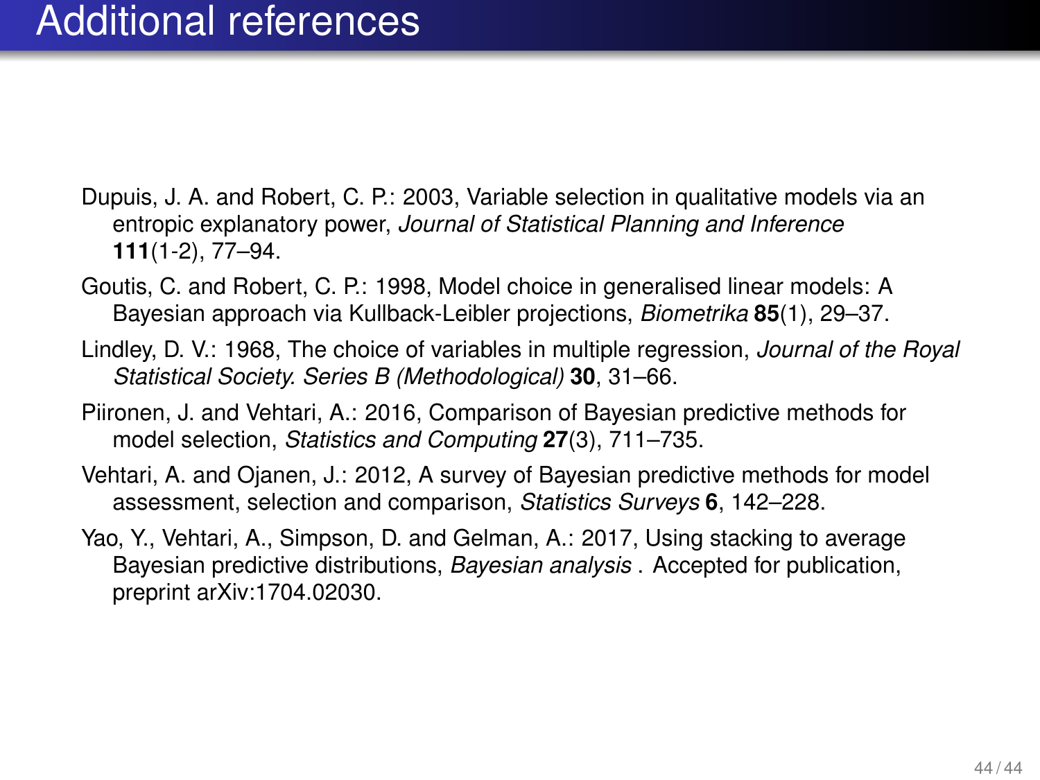# Additional references

Dupuis, J. A. and Robert, C. P.: 2003, Variable selection in qualitative models via an entropic explanatory power, *Journal of Statistical Planning and Inference* **111**(1-2), 77–94.

Goutis, C. and Robert, C. P.: 1998, Model choice in generalised linear models: A Bayesian approach via Kullback-Leibler projections, *Biometrika* **85**(1), 29–37.

Lindley, D. V.: 1968, The choice of variables in multiple regression, *Journal of the Royal Statistical Society. Series B (Methodological)* **30**, 31–66.

Piironen, J. and Vehtari, A.: 2016, Comparison of Bayesian predictive methods for model selection, *Statistics and Computing* **27**(3), 711–735.

Vehtari, A. and Ojanen, J.: 2012, A survey of Bayesian predictive methods for model assessment, selection and comparison, *Statistics Surveys* **6**, 142–228.

Yao, Y., Vehtari, A., Simpson, D. and Gelman, A.: 2017, Using stacking to average Bayesian predictive distributions, *Bayesian analysis* . Accepted for publication, preprint arXiv:1704.02030.